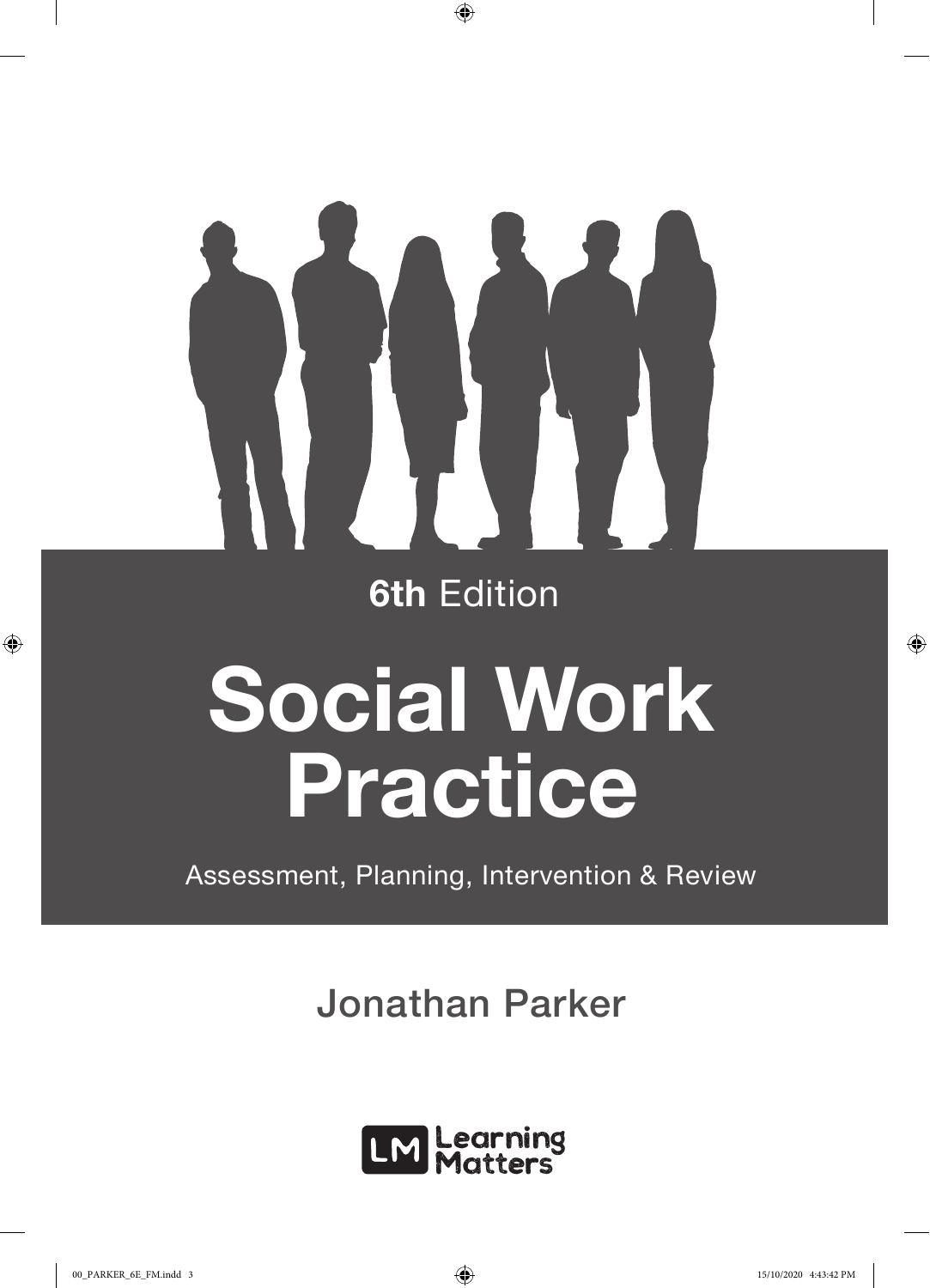**6th** Edition

# Social Work Practice

Assessment, Planning, Intervention & Review

## Jonathan Parker

Learning Matters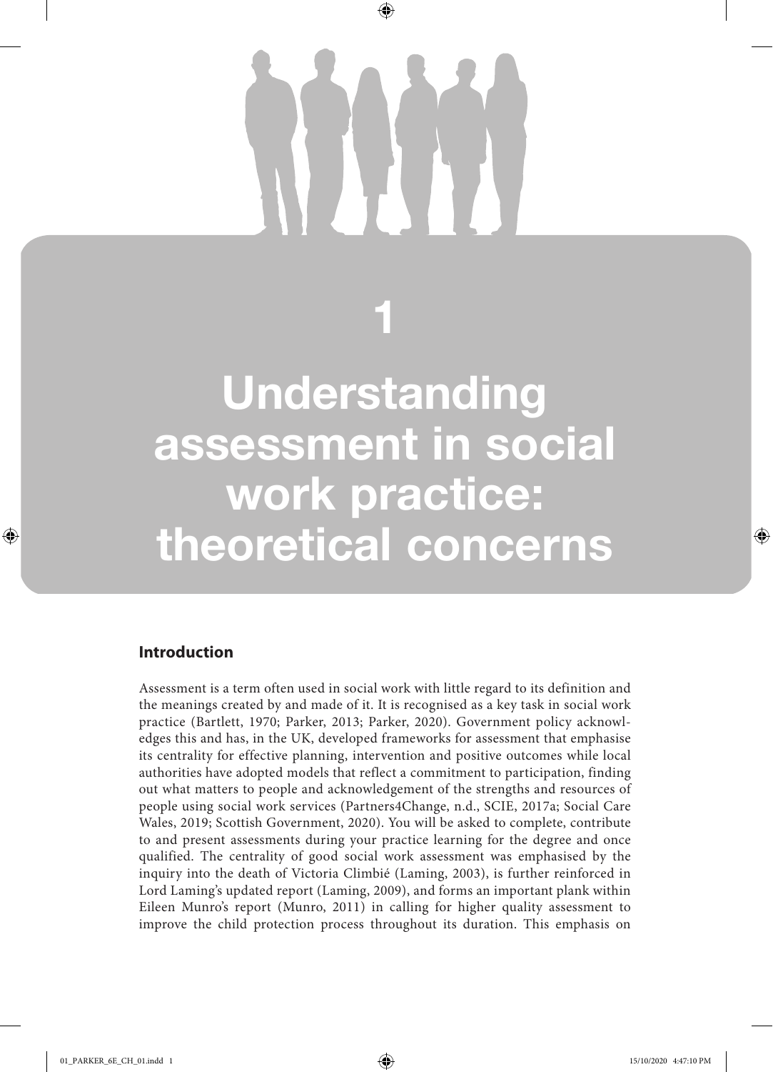# 1

# Understanding assessment in social work practice: theoretical concerns

## Introduction

Assessment is a term often used in social work with little regard to its definition and the meanings created by and made of it. It is recognised as a key task in social work practice (Bartlett, 1970; Parker, 2013; Parker, 2020). Government policy acknowledges this and has, in the UK, developed frameworks for assessment that emphasise its centrality for effective planning, intervention and positive outcomes while local authorities have adopted models that reflect a commitment to participation, finding out what matters to people and acknowledgement of the strengths and resources of people using social work services (Partners4Change, n.d., SCIE, 2017a; Social Care Wales, 2019; Scottish Government, 2020). You will be asked to complete, contribute to and present assessments during your practice learning for the degree and once qualified. The centrality of good social work assessment was emphasised by the inquiry into the death of Victoria Climbié (Laming, 2003), is further reinforced in Lord Laming's updated report (Laming, 2009), and forms an important plank within Eileen Munro's report (Munro, 2011) in calling for higher quality assessment to improve the child protection process throughout its duration. This emphasis on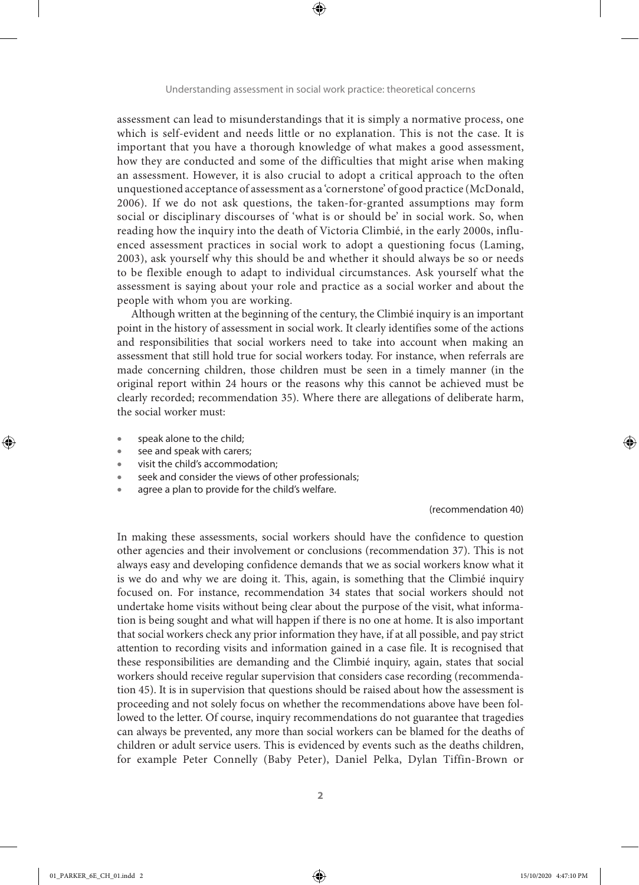assessment can lead to misunderstandings that it is simply a normative process, one which is self-evident and needs little or no explanation. This is not the case. It is important that you have a thorough knowledge of what makes a good assessment, how they are conducted and some of the difficulties that might arise when making an assessment. However, it is also crucial to adopt a critical approach to the often unquestioned acceptance of assessment as a 'cornerstone' of good practice (McDonald, 2006). If we do not ask questions, the taken-for-granted assumptions may form social or disciplinary discourses of 'what is or should be' in social work. So, when reading how the inquiry into the death of Victoria Climbié, in the early 2000s, influenced assessment practices in social work to adopt a questioning focus (Laming, 2003), ask yourself why this should be and whether it should always be so or needs to be flexible enough to adapt to individual circumstances. Ask yourself what the assessment is saying about your role and practice as a social worker and about the people with whom you are working.

Although written at the beginning of the century, the Climbié inquiry is an important point in the history of assessment in social work. It clearly identifies some of the actions and responsibilities that social workers need to take into account when making an assessment that still hold true for social workers today. For instance, when referrals are made concerning children, those children must be seen in a timely manner (in the original report within 24 hours or the reasons why this cannot be achieved must be clearly recorded; recommendation 35). Where there are allegations of deliberate harm, the social worker must:

- speak alone to the child;
- see and speak with carers;
- visit the child's accommodation;
- seek and consider the views of other professionals;
- agree a plan to provide for the child's welfare.

(recommendation 40)

In making these assessments, social workers should have the confidence to question other agencies and their involvement or conclusions (recommendation 37). This is not always easy and developing confidence demands that we as social workers know what it is we do and why we are doing it. This, again, is something that the Climbié inquiry focused on. For instance, recommendation 34 states that social workers should not undertake home visits without being clear about the purpose of the visit, what information is being sought and what will happen if there is no one at home. It is also important that social workers check any prior information they have, if at all possible, and pay strict attention to recording visits and information gained in a case file. It is recognised that these responsibilities are demanding and the Climbié inquiry, again, states that social workers should receive regular supervision that considers case recording (recommendation 45). It is in supervision that questions should be raised about how the assessment is proceeding and not solely focus on whether the recommendations above have been followed to the letter. Of course, inquiry recommendations do not guarantee that tragedies can always be prevented, any more than social workers can be blamed for the deaths of children or adult service users. This is evidenced by events such as the deaths children, for example Peter Connelly (Baby Peter), Daniel Pelka, Dylan Tiffin-Brown or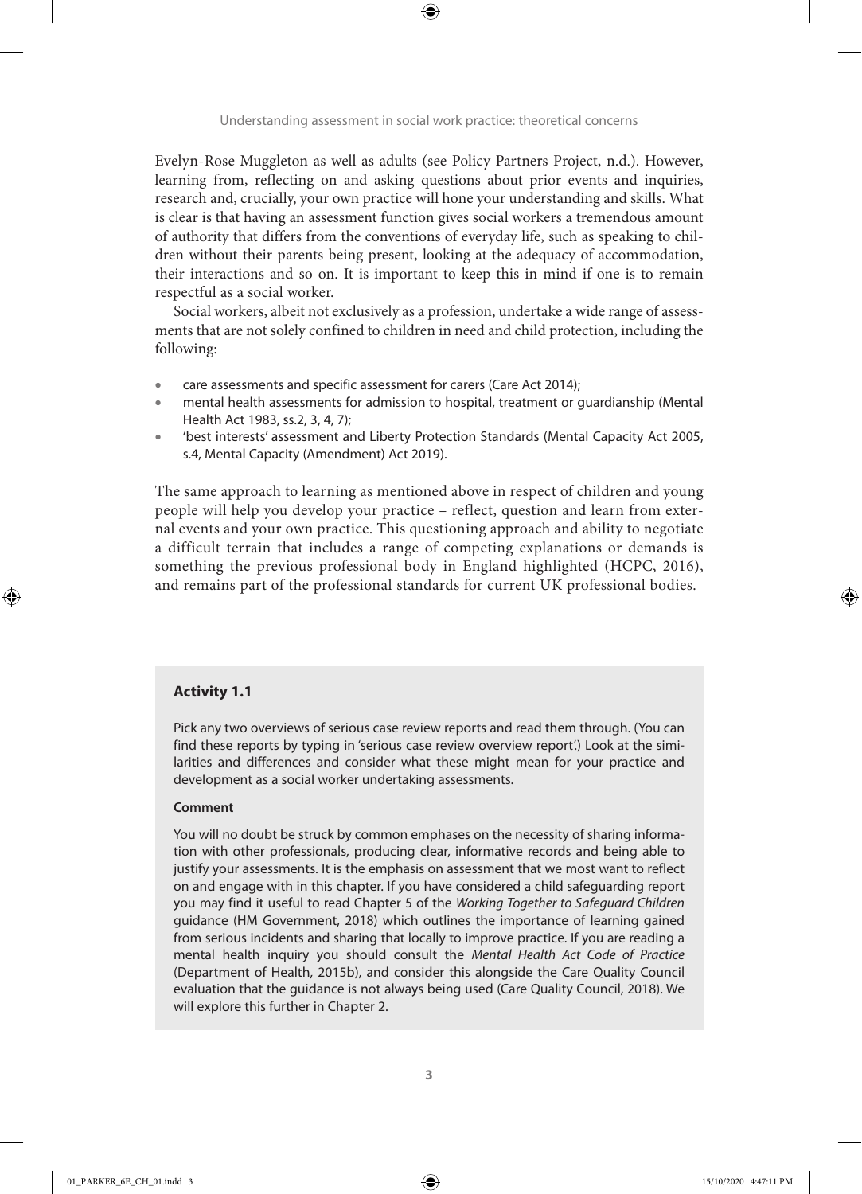Evelyn-Rose Muggleton as well as adults (see Policy Partners Project, n.d.). However, learning from, reflecting on and asking questions about prior events and inquiries, research and, crucially, your own practice will hone your understanding and skills. What is clear is that having an assessment function gives social workers a tremendous amount of authority that differs from the conventions of everyday life, such as speaking to children without their parents being present, looking at the adequacy of accommodation, their interactions and so on. It is important to keep this in mind if one is to remain respectful as a social worker.

Social workers, albeit not exclusively as a profession, undertake a wide range of assessments that are not solely confined to children in need and child protection, including the following:

- care assessments and specific assessment for carers (Care Act 2014);
- mental health assessments for admission to hospital, treatment or guardianship (Mental Health Act 1983, ss.2, 3, 4, 7);
- 'best interests' assessment and Liberty Protection Standards (Mental Capacity Act 2005, s.4, Mental Capacity (Amendment) Act 2019).

The same approach to learning as mentioned above in respect of children and young people will help you develop your practice – reflect, question and learn from external events and your own practice. This questioning approach and ability to negotiate a difficult terrain that includes a range of competing explanations or demands is something the previous professional body in England highlighted (HCPC, 2016), and remains part of the professional standards for current UK professional bodies.

#### Activity 1.1

Pick any two overviews of serious case review reports and read them through. (You can find these reports by typing in 'serious case review overview report'.) Look at the similarities and differences and consider what these might mean for your practice and development as a social worker undertaking assessments.

**Comment**

You will no doubt be struck by common emphases on the necessity of sharing information with other professionals, producing clear, informative records and being able to justify your assessments. It is the emphasis on assessment that we most want to reflect on and engage with in this chapter. If you have considered a child safeguarding report you may find it useful to read Chapter 5 of the *Working Together to Safeguard Children* guidance (HM Government, 2018) which outlines the importance of learning gained from serious incidents and sharing that locally to improve practice. If you are reading a mental health inquiry you should consult the *Mental Health Act Code of Practice* (Department of Health, 2015b), and consider this alongside the Care Quality Council evaluation that the guidance is not always being used (Care Quality Council, 2018). We will explore this further in Chapter 2.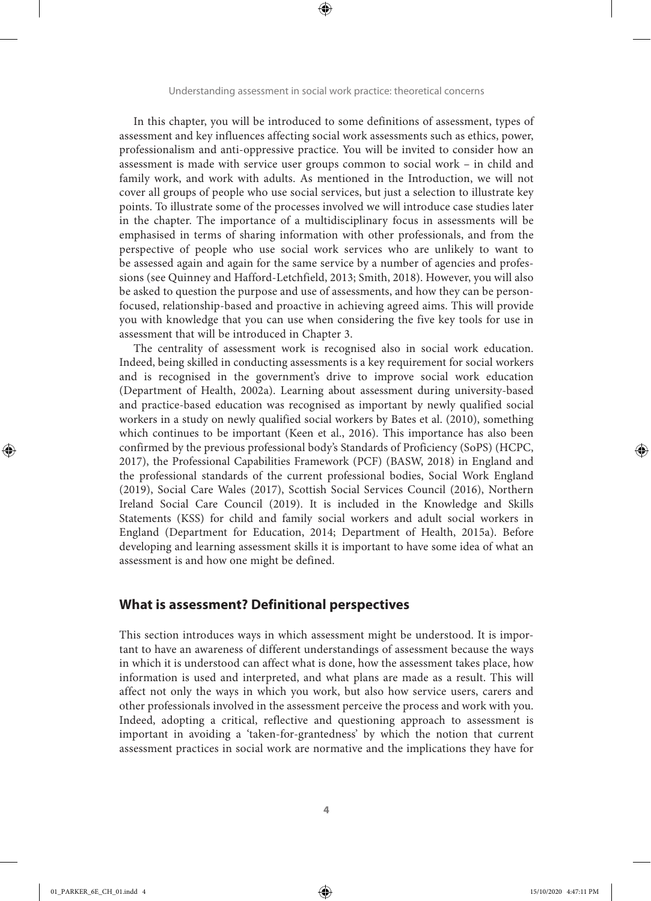In this chapter, you will be introduced to some definitions of assessment, types of assessment and key influences affecting social work assessments such as ethics, power, professionalism and anti-oppressive practice. You will be invited to consider how an assessment is made with service user groups common to social work – in child and family work, and work with adults. As mentioned in the Introduction, we will not cover all groups of people who use social services, but just a selection to illustrate key points. To illustrate some of the processes involved we will introduce case studies later in the chapter. The importance of a multidisciplinary focus in assessments will be emphasised in terms of sharing information with other professionals, and from the perspective of people who use social work services who are unlikely to want to be assessed again and again for the same service by a number of agencies and professions (see Quinney and Hafford-Letchfield, 2013; Smith, 2018). However, you will also be asked to question the purpose and use of assessments, and how they can be person-focused, relationship-based and proactive in achieving agreed aims. This will provide you with knowledge that you can use when considering the five key tools for use in assessment that will be introduced in Chapter 3.

The centrality of assessment work is recognised also in social work education. Indeed, being skilled in conducting assessments is a key requirement for social workers and is recognised in the government's drive to improve social work education (Department of Health, 2002a). Learning about assessment during university-based and practice-based education was recognised as important by newly qualified social workers in a study on newly qualified social workers by Bates et al. (2010), something which continues to be important (Keen et al., 2016). This importance has also been confirmed by the previous professional body's Standards of Proficiency (SoPS) (HCPC, 2017), the Professional Capabilities Framework (PCF) (BASW, 2018) in England and the professional standards of the current professional bodies, Social Work England (2019), Social Care Wales (2017), Scottish Social Services Council (2016), Northern Ireland Social Care Council (2019). It is included in the Knowledge and Skills Statements (KSS) for child and family social workers and adult social workers in England (Department for Education, 2014; Department of Health, 2015a). Before developing and learning assessment skills it is important to have some idea of what an assessment is and how one might be defined.

## What is assessment? Definitional perspectives

This section introduces ways in which assessment might be understood. It is important to have an awareness of different understandings of assessment because the ways in which it is understood can affect what is done, how the assessment takes place, how information is used and interpreted, and what plans are made as a result. This will affect not only the ways in which you work, but also how service users, carers and other professionals involved in the assessment perceive the process and work with you. Indeed, adopting a critical, reflective and questioning approach to assessment is important in avoiding a 'taken-for-grantedness' by which the notion that current assessment practices in social work are normative and the implications they have for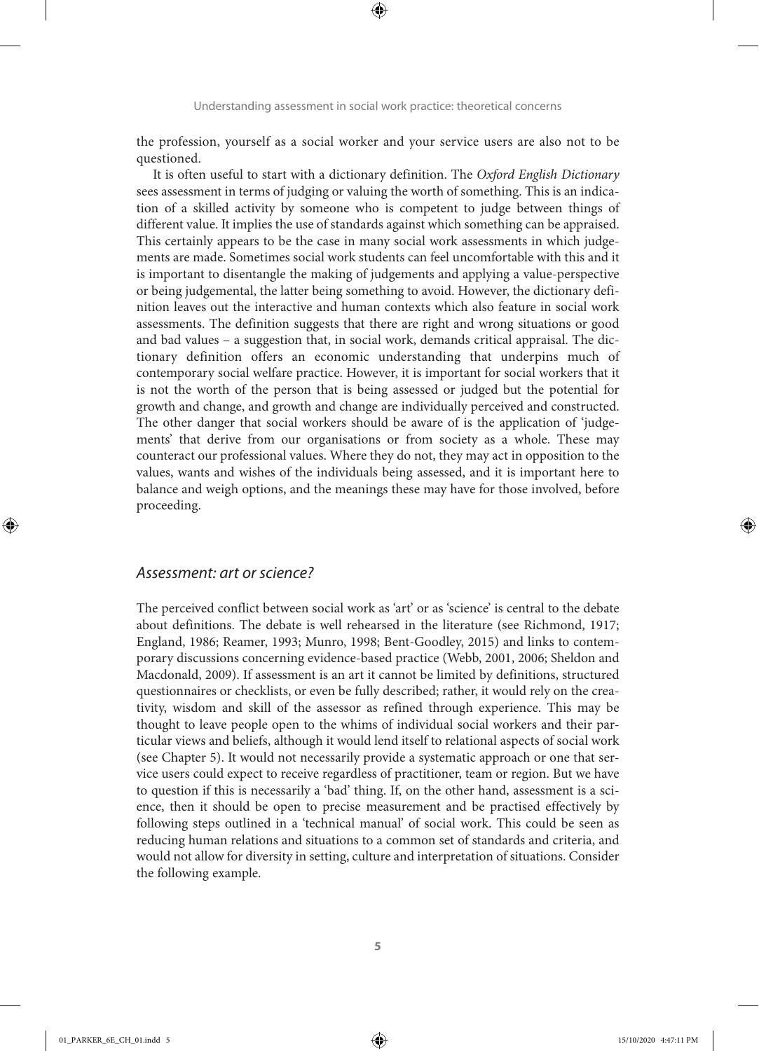the profession, yourself as a social worker and your service users are also not to be questioned.

It is often useful to start with a dictionary definition. The *Oxford English Dictionary* sees assessment in terms of judging or valuing the worth of something. This is an indication of a skilled activity by someone who is competent to judge between things of different value. It implies the use of standards against which something can be appraised. This certainly appears to be the case in many social work assessments in which judgements are made. Sometimes social work students can feel uncomfortable with this and it is important to disentangle the making of judgements and applying a value-perspective or being judgemental, the latter being something to avoid. However, the dictionary definition leaves out the interactive and human contexts which also feature in social work assessments. The definition suggests that there are right and wrong situations or good and bad values – a suggestion that, in social work, demands critical appraisal. The dictionary definition offers an economic understanding that underpins much of contemporary social welfare practice. However, it is important for social workers that it is not the worth of the person that is being assessed or judged but the potential for growth and change, and growth and change are individually perceived and constructed. The other danger that social workers should be aware of is the application of 'judgements' that derive from our organisations or from society as a whole. These may counteract our professional values. Where they do not, they may act in opposition to the values, wants and wishes of the individuals being assessed, and it is important here to balance and weigh options, and the meanings these may have for those involved, before proceeding.

## *Assessment: art or science?*

The perceived conflict between social work as 'art' or as 'science' is central to the debate about definitions. The debate is well rehearsed in the literature (see Richmond, 1917; England, 1986; Reamer, 1993; Munro, 1998; Bent-Goodley, 2015) and links to contemporary discussions concerning evidence-based practice (Webb, 2001, 2006; Sheldon and Macdonald, 2009). If assessment is an art it cannot be limited by definitions, structured questionnaires or checklists, or even be fully described; rather, it would rely on the creativity, wisdom and skill of the assessor as refined through experience. This may be thought to leave people open to the whims of individual social workers and their particular views and beliefs, although it would lend itself to relational aspects of social work (see Chapter 5). It would not necessarily provide a systematic approach or one that service users could expect to receive regardless of practitioner, team or region. But we have to question if this is necessarily a 'bad' thing. If, on the other hand, assessment is a science, then it should be open to precise measurement and be practised effectively by following steps outlined in a 'technical manual' of social work. This could be seen as reducing human relations and situations to a common set of standards and criteria, and would not allow for diversity in setting, culture and interpretation of situations. Consider the following example.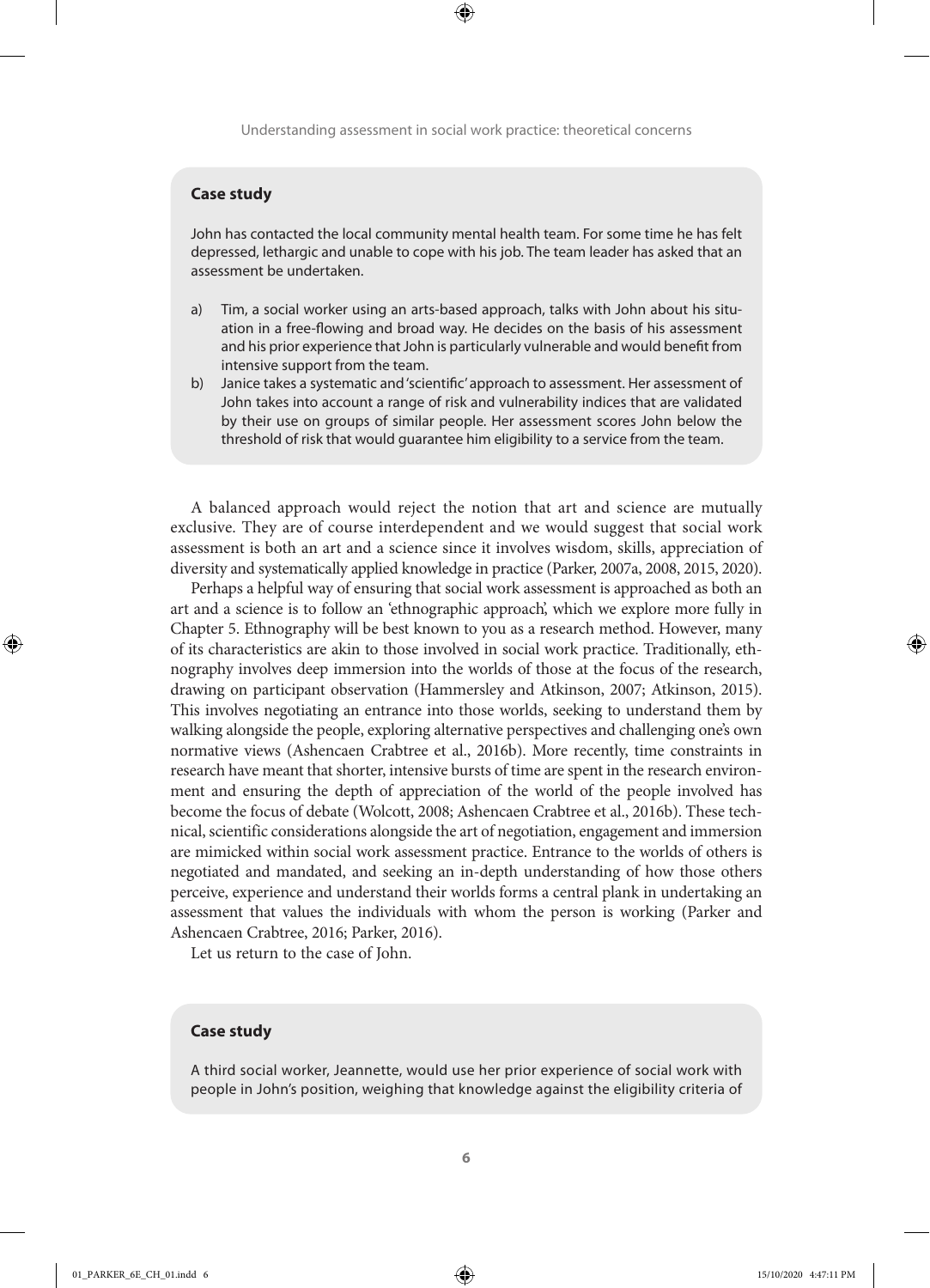### Case study

John has contacted the local community mental health team. For some time he has felt depressed, lethargic and unable to cope with his job. The team leader has asked that an assessment be undertaken.

a) Tim, a social worker using an arts-based approach, talks with John about his situation in a free-flowing and broad way. He decides on the basis of his assessment and his prior experience that John is particularly vulnerable and would benefit from intensive support from the team.

b) Janice takes a systematic and 'scientific' approach to assessment. Her assessment of John takes into account a range of risk and vulnerability indices that are validated by their use on groups of similar people. Her assessment scores John below the threshold of risk that would guarantee him eligibility to a service from the team.

A balanced approach would reject the notion that art and science are mutually exclusive. They are of course interdependent and we would suggest that social work assessment is both an art and a science since it involves wisdom, skills, appreciation of diversity and systematically applied knowledge in practice (Parker, 2007a, 2008, 2015, 2020).

Perhaps a helpful way of ensuring that social work assessment is approached as both an art and a science is to follow an 'ethnographic approach', which we explore more fully in Chapter 5. Ethnography will be best known to you as a research method. However, many of its characteristics are akin to those involved in social work practice. Traditionally, ethnography involves deep immersion into the worlds of those at the focus of the research, drawing on participant observation (Hammersley and Atkinson, 2007; Atkinson, 2015). This involves negotiating an entrance into those worlds, seeking to understand them by walking alongside the people, exploring alternative perspectives and challenging one's own normative views (Ashencaen Crabtree et al., 2016b). More recently, time constraints in research have meant that shorter, intensive bursts of time are spent in the research environment and ensuring the depth of appreciation of the world of the people involved has become the focus of debate (Wolcott, 2008; Ashencaen Crabtree et al., 2016b). These technical, scientific considerations alongside the art of negotiation, engagement and immersion are mimicked within social work assessment practice. Entrance to the worlds of others is negotiated and mandated, and seeking an in-depth understanding of how those others perceive, experience and understand their worlds forms a central plank in undertaking an assessment that values the individuals with whom the person is working (Parker and Ashencaen Crabtree, 2016; Parker, 2016).

Let us return to the case of John.

### Case study

A third social worker, Jeannette, would use her prior experience of social work with people in John's position, weighing that knowledge against the eligibility criteria of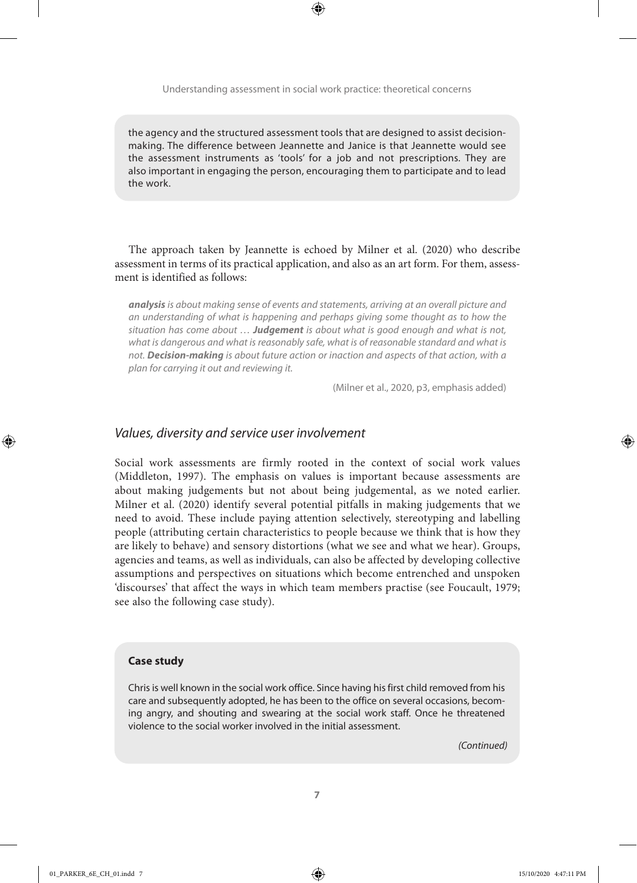the agency and the structured assessment tools that are designed to assist decision-making. The difference between Jeannette and Janice is that Jeannette would see the assessment instruments as 'tools' for a job and not prescriptions. They are also important in engaging the person, encouraging them to participate and to lead the work.

The approach taken by Jeannette is echoed by Milner et al. (2020) who describe assessment in terms of its practical application, and also as an art form. For them, assessment is identified as follows:

> ***analysis*** *is about making sense of events and statements, arriving at an overall picture and an understanding of what is happening and perhaps giving some thought as to how the situation has come about …* ***Judgement*** *is about what is good enough and what is not, what is dangerous and what is reasonably safe, what is of reasonable standard and what is not.* ***Decision-making*** *is about future action or inaction and aspects of that action, with a plan for carrying it out and reviewing it.*
>
> (Milner et al., 2020, p3, emphasis added)

## *Values, diversity and service user involvement*

Social work assessments are firmly rooted in the context of social work values (Middleton, 1997). The emphasis on values is important because assessments are about making judgements but not about being judgemental, as we noted earlier. Milner et al. (2020) identify several potential pitfalls in making judgements that we need to avoid. These include paying attention selectively, stereotyping and labelling people (attributing certain characteristics to people because we think that is how they are likely to behave) and sensory distortions (what we see and what we hear). Groups, agencies and teams, as well as individuals, can also be affected by developing collective assumptions and perspectives on situations which become entrenched and unspoken 'discourses' that affect the ways in which team members practise (see Foucault, 1979; see also the following case study).

**Case study**

Chris is well known in the social work office. Since having his first child removed from his care and subsequently adopted, he has been to the office on several occasions, becoming angry, and shouting and swearing at the social work staff. Once he threatened violence to the social worker involved in the initial assessment.

*(Continued)*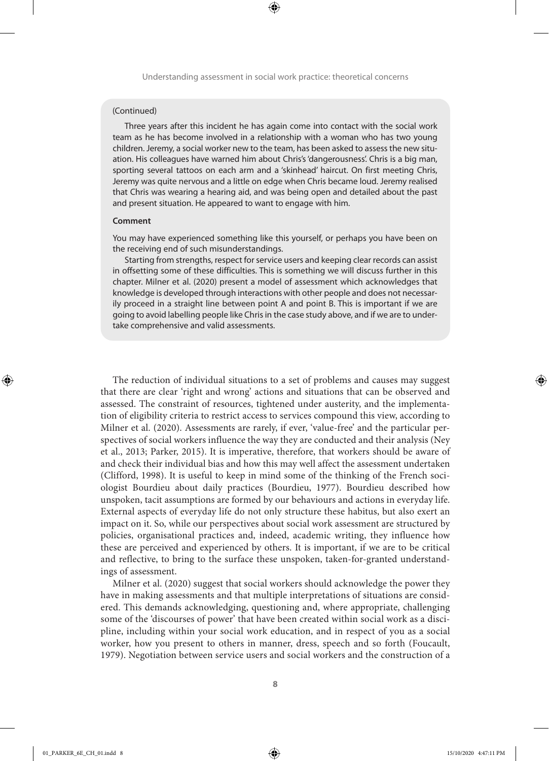(Continued)

Three years after this incident he has again come into contact with the social work team as he has become involved in a relationship with a woman who has two young children. Jeremy, a social worker new to the team, has been asked to assess the new situation. His colleagues have warned him about Chris's 'dangerousness'. Chris is a big man, sporting several tattoos on each arm and a 'skinhead' haircut. On first meeting Chris, Jeremy was quite nervous and a little on edge when Chris became loud. Jeremy realised that Chris was wearing a hearing aid, and was being open and detailed about the past and present situation. He appeared to want to engage with him.

**Comment**

You may have experienced something like this yourself, or perhaps you have been on the receiving end of such misunderstandings.

Starting from strengths, respect for service users and keeping clear records can assist in offsetting some of these difficulties. This is something we will discuss further in this chapter. Milner et al. (2020) present a model of assessment which acknowledges that knowledge is developed through interactions with other people and does not necessarily proceed in a straight line between point A and point B. This is important if we are going to avoid labelling people like Chris in the case study above, and if we are to undertake comprehensive and valid assessments.

The reduction of individual situations to a set of problems and causes may suggest that there are clear 'right and wrong' actions and situations that can be observed and assessed. The constraint of resources, tightened under austerity, and the implementation of eligibility criteria to restrict access to services compound this view, according to Milner et al. (2020). Assessments are rarely, if ever, 'value-free' and the particular perspectives of social workers influence the way they are conducted and their analysis (Ney et al., 2013; Parker, 2015). It is imperative, therefore, that workers should be aware of and check their individual bias and how this may well affect the assessment undertaken (Clifford, 1998). It is useful to keep in mind some of the thinking of the French sociologist Bourdieu about daily practices (Bourdieu, 1977). Bourdieu described how unspoken, tacit assumptions are formed by our behaviours and actions in everyday life. External aspects of everyday life do not only structure these habitus, but also exert an impact on it. So, while our perspectives about social work assessment are structured by policies, organisational practices and, indeed, academic writing, they influence how these are perceived and experienced by others. It is important, if we are to be critical and reflective, to bring to the surface these unspoken, taken-for-granted understandings of assessment.

Milner et al. (2020) suggest that social workers should acknowledge the power they have in making assessments and that multiple interpretations of situations are considered. This demands acknowledging, questioning and, where appropriate, challenging some of the 'discourses of power' that have been created within social work as a discipline, including within your social work education, and in respect of you as a social worker, how you present to others in manner, dress, speech and so forth (Foucault, 1979). Negotiation between service users and social workers and the construction of a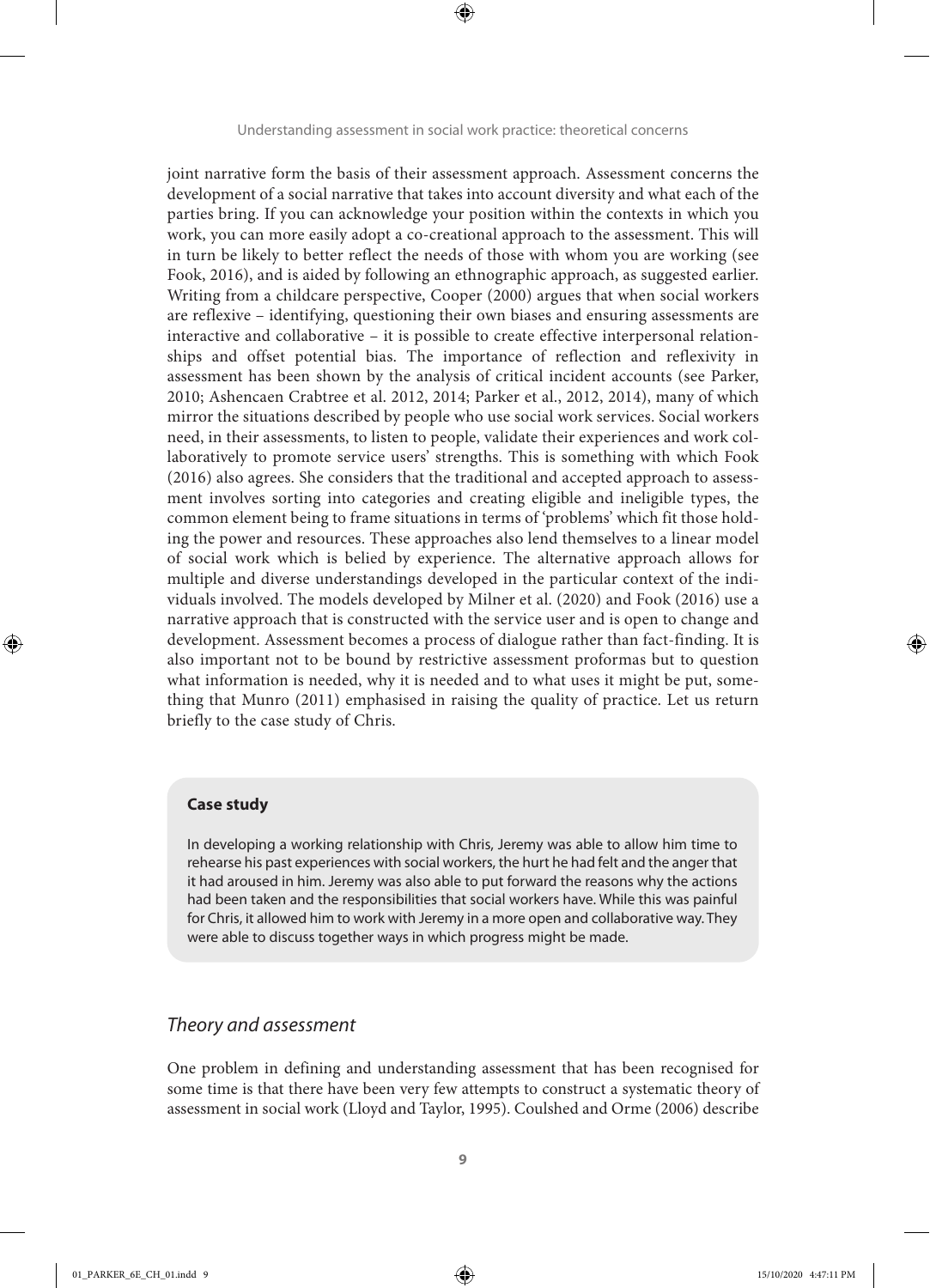joint narrative form the basis of their assessment approach. Assessment concerns the development of a social narrative that takes into account diversity and what each of the parties bring. If you can acknowledge your position within the contexts in which you work, you can more easily adopt a co-creational approach to the assessment. This will in turn be likely to better reflect the needs of those with whom you are working (see Fook, 2016), and is aided by following an ethnographic approach, as suggested earlier. Writing from a childcare perspective, Cooper (2000) argues that when social workers are reflexive – identifying, questioning their own biases and ensuring assessments are interactive and collaborative – it is possible to create effective interpersonal relationships and offset potential bias. The importance of reflection and reflexivity in assessment has been shown by the analysis of critical incident accounts (see Parker, 2010; Ashencaen Crabtree et al. 2012, 2014; Parker et al., 2012, 2014), many of which mirror the situations described by people who use social work services. Social workers need, in their assessments, to listen to people, validate their experiences and work collaboratively to promote service users' strengths. This is something with which Fook (2016) also agrees. She considers that the traditional and accepted approach to assessment involves sorting into categories and creating eligible and ineligible types, the common element being to frame situations in terms of 'problems' which fit those holding the power and resources. These approaches also lend themselves to a linear model of social work which is belied by experience. The alternative approach allows for multiple and diverse understandings developed in the particular context of the individuals involved. The models developed by Milner et al. (2020) and Fook (2016) use a narrative approach that is constructed with the service user and is open to change and development. Assessment becomes a process of dialogue rather than fact-finding. It is also important not to be bound by restrictive assessment proformas but to question what information is needed, why it is needed and to what uses it might be put, something that Munro (2011) emphasised in raising the quality of practice. Let us return briefly to the case study of Chris.

**Case study**

In developing a working relationship with Chris, Jeremy was able to allow him time to rehearse his past experiences with social workers, the hurt he had felt and the anger that it had aroused in him. Jeremy was also able to put forward the reasons why the actions had been taken and the responsibilities that social workers have. While this was painful for Chris, it allowed him to work with Jeremy in a more open and collaborative way. They were able to discuss together ways in which progress might be made.

## *Theory and assessment*

One problem in defining and understanding assessment that has been recognised for some time is that there have been very few attempts to construct a systematic theory of assessment in social work (Lloyd and Taylor, 1995). Coulshed and Orme (2006) describe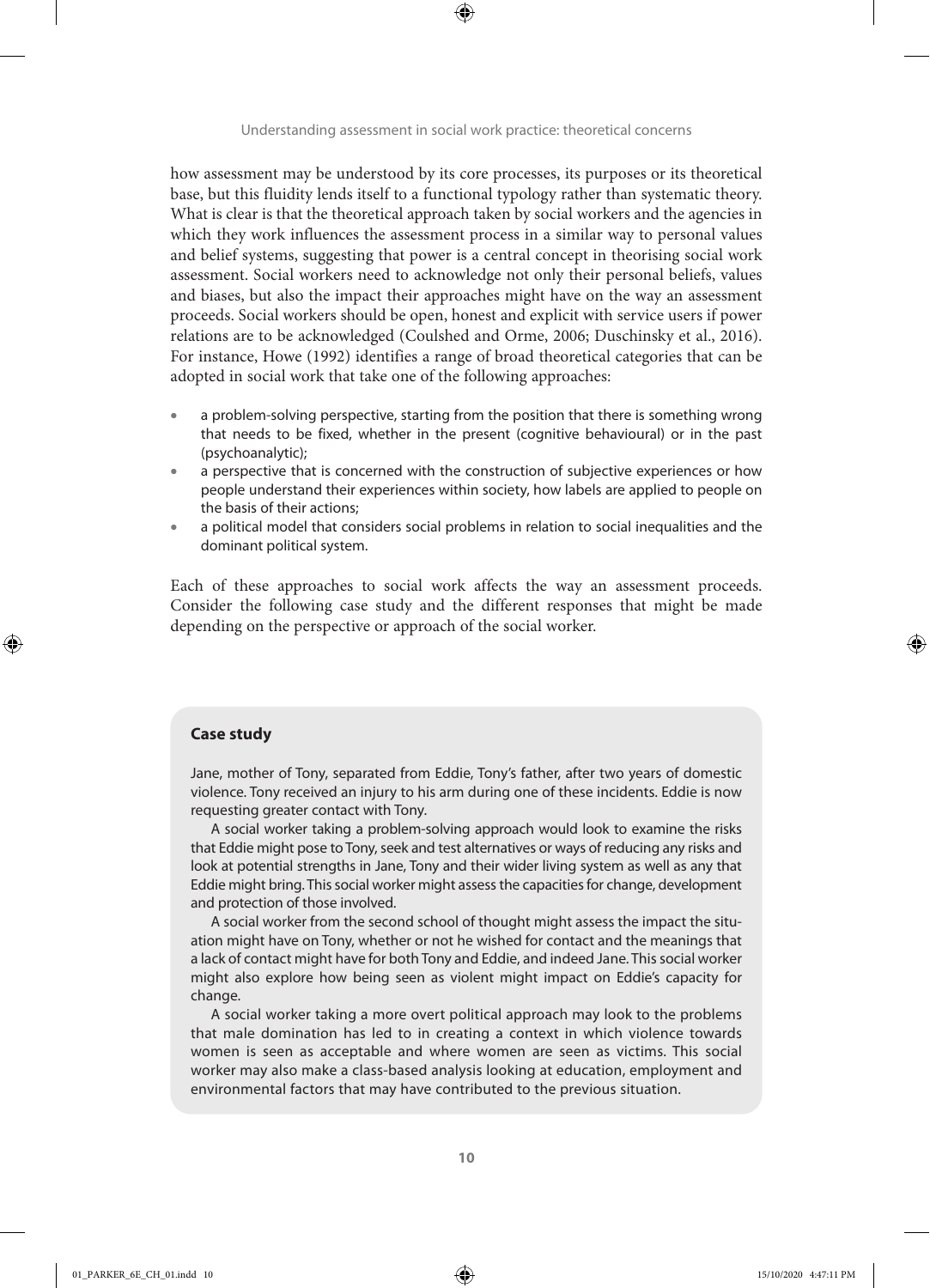how assessment may be understood by its core processes, its purposes or its theoretical base, but this fluidity lends itself to a functional typology rather than systematic theory. What is clear is that the theoretical approach taken by social workers and the agencies in which they work influences the assessment process in a similar way to personal values and belief systems, suggesting that power is a central concept in theorising social work assessment. Social workers need to acknowledge not only their personal beliefs, values and biases, but also the impact their approaches might have on the way an assessment proceeds. Social workers should be open, honest and explicit with service users if power relations are to be acknowledged (Coulshed and Orme, 2006; Duschinsky et al., 2016). For instance, Howe (1992) identifies a range of broad theoretical categories that can be adopted in social work that take one of the following approaches:

- a problem-solving perspective, starting from the position that there is something wrong that needs to be fixed, whether in the present (cognitive behavioural) or in the past (psychoanalytic);
- a perspective that is concerned with the construction of subjective experiences or how people understand their experiences within society, how labels are applied to people on the basis of their actions;
- a political model that considers social problems in relation to social inequalities and the dominant political system.

Each of these approaches to social work affects the way an assessment proceeds. Consider the following case study and the different responses that might be made depending on the perspective or approach of the social worker.

**Case study**

Jane, mother of Tony, separated from Eddie, Tony's father, after two years of domestic violence. Tony received an injury to his arm during one of these incidents. Eddie is now requesting greater contact with Tony.

A social worker taking a problem-solving approach would look to examine the risks that Eddie might pose to Tony, seek and test alternatives or ways of reducing any risks and look at potential strengths in Jane, Tony and their wider living system as well as any that Eddie might bring. This social worker might assess the capacities for change, development and protection of those involved.

A social worker from the second school of thought might assess the impact the situation might have on Tony, whether or not he wished for contact and the meanings that a lack of contact might have for both Tony and Eddie, and indeed Jane. This social worker might also explore how being seen as violent might impact on Eddie's capacity for change.

A social worker taking a more overt political approach may look to the problems that male domination has led to in creating a context in which violence towards women is seen as acceptable and where women are seen as victims. This social worker may also make a class-based analysis looking at education, employment and environmental factors that may have contributed to the previous situation.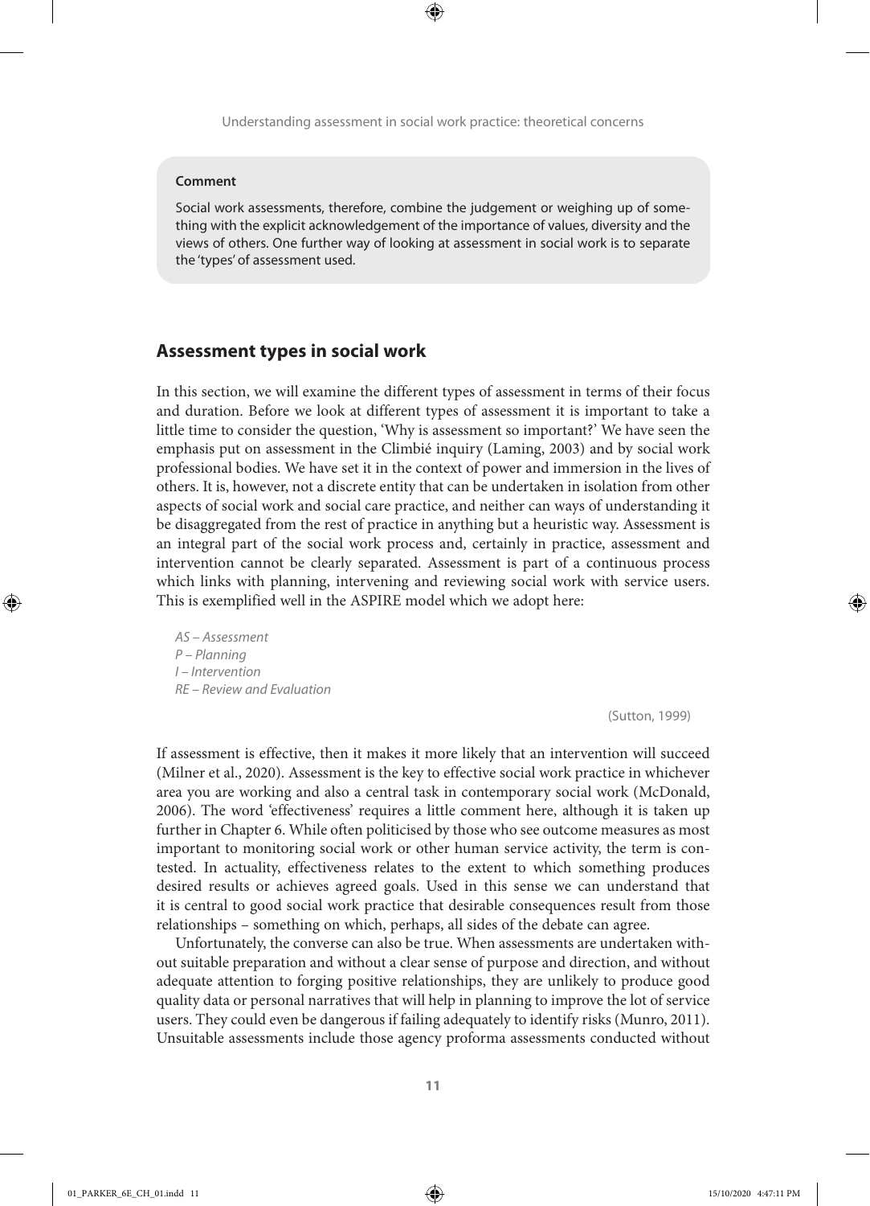**Comment**

Social work assessments, therefore, combine the judgement or weighing up of something with the explicit acknowledgement of the importance of values, diversity and the views of others. One further way of looking at assessment in social work is to separate the 'types' of assessment used.

## Assessment types in social work

In this section, we will examine the different types of assessment in terms of their focus and duration. Before we look at different types of assessment it is important to take a little time to consider the question, 'Why is assessment so important?' We have seen the emphasis put on assessment in the Climbié inquiry (Laming, 2003) and by social work professional bodies. We have set it in the context of power and immersion in the lives of others. It is, however, not a discrete entity that can be undertaken in isolation from other aspects of social work and social care practice, and neither can ways of understanding it be disaggregated from the rest of practice in anything but a heuristic way. Assessment is an integral part of the social work process and, certainly in practice, assessment and intervention cannot be clearly separated. Assessment is part of a continuous process which links with planning, intervening and reviewing social work with service users. This is exemplified well in the ASPIRE model which we adopt here:

*AS – Assessment*
*P – Planning*
*I – Intervention*
*RE – Review and Evaluation*

(Sutton, 1999)

If assessment is effective, then it makes it more likely that an intervention will succeed (Milner et al., 2020). Assessment is the key to effective social work practice in whichever area you are working and also a central task in contemporary social work (McDonald, 2006). The word 'effectiveness' requires a little comment here, although it is taken up further in Chapter 6. While often politicised by those who see outcome measures as most important to monitoring social work or other human service activity, the term is contested. In actuality, effectiveness relates to the extent to which something produces desired results or achieves agreed goals. Used in this sense we can understand that it is central to good social work practice that desirable consequences result from those relationships – something on which, perhaps, all sides of the debate can agree.

Unfortunately, the converse can also be true. When assessments are undertaken without suitable preparation and without a clear sense of purpose and direction, and without adequate attention to forging positive relationships, they are unlikely to produce good quality data or personal narratives that will help in planning to improve the lot of service users. They could even be dangerous if failing adequately to identify risks (Munro, 2011). Unsuitable assessments include those agency proforma assessments conducted without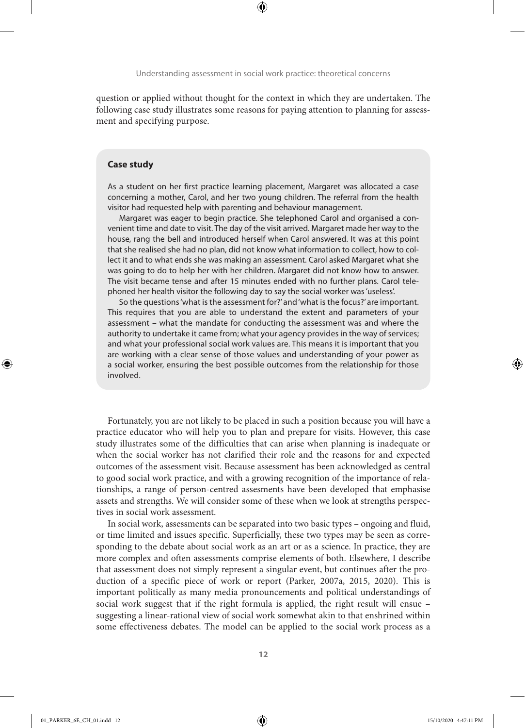question or applied without thought for the context in which they are undertaken. The following case study illustrates some reasons for paying attention to planning for assessment and specifying purpose.

> **Case study**
>
> As a student on her first practice learning placement, Margaret was allocated a case concerning a mother, Carol, and her two young children. The referral from the health visitor had requested help with parenting and behaviour management.
>
> Margaret was eager to begin practice. She telephoned Carol and organised a convenient time and date to visit. The day of the visit arrived. Margaret made her way to the house, rang the bell and introduced herself when Carol answered. It was at this point that she realised she had no plan, did not know what information to collect, how to collect it and to what ends she was making an assessment. Carol asked Margaret what she was going to do to help her with her children. Margaret did not know how to answer. The visit became tense and after 15 minutes ended with no further plans. Carol telephoned her health visitor the following day to say the social worker was 'useless'.
>
> So the questions 'what is the assessment for?' and 'what is the focus?' are important. This requires that you are able to understand the extent and parameters of your assessment – what the mandate for conducting the assessment was and where the authority to undertake it came from; what your agency provides in the way of services; and what your professional social work values are. This means it is important that you are working with a clear sense of those values and understanding of your power as a social worker, ensuring the best possible outcomes from the relationship for those involved.

Fortunately, you are not likely to be placed in such a position because you will have a practice educator who will help you to plan and prepare for visits. However, this case study illustrates some of the difficulties that can arise when planning is inadequate or when the social worker has not clarified their role and the reasons for and expected outcomes of the assessment visit. Because assessment has been acknowledged as central to good social work practice, and with a growing recognition of the importance of relationships, a range of person-centred assesments have been developed that emphasise assets and strengths. We will consider some of these when we look at strengths perspectives in social work assessment.

In social work, assessments can be separated into two basic types – ongoing and fluid, or time limited and issues specific. Superficially, these two types may be seen as corresponding to the debate about social work as an art or as a science. In practice, they are more complex and often assessments comprise elements of both. Elsewhere, I describe that assessment does not simply represent a singular event, but continues after the production of a specific piece of work or report (Parker, 2007a, 2015, 2020). This is important politically as many media pronouncements and political understandings of social work suggest that if the right formula is applied, the right result will ensue – suggesting a linear-rational view of social work somewhat akin to that enshrined within some effectiveness debates. The model can be applied to the social work process as a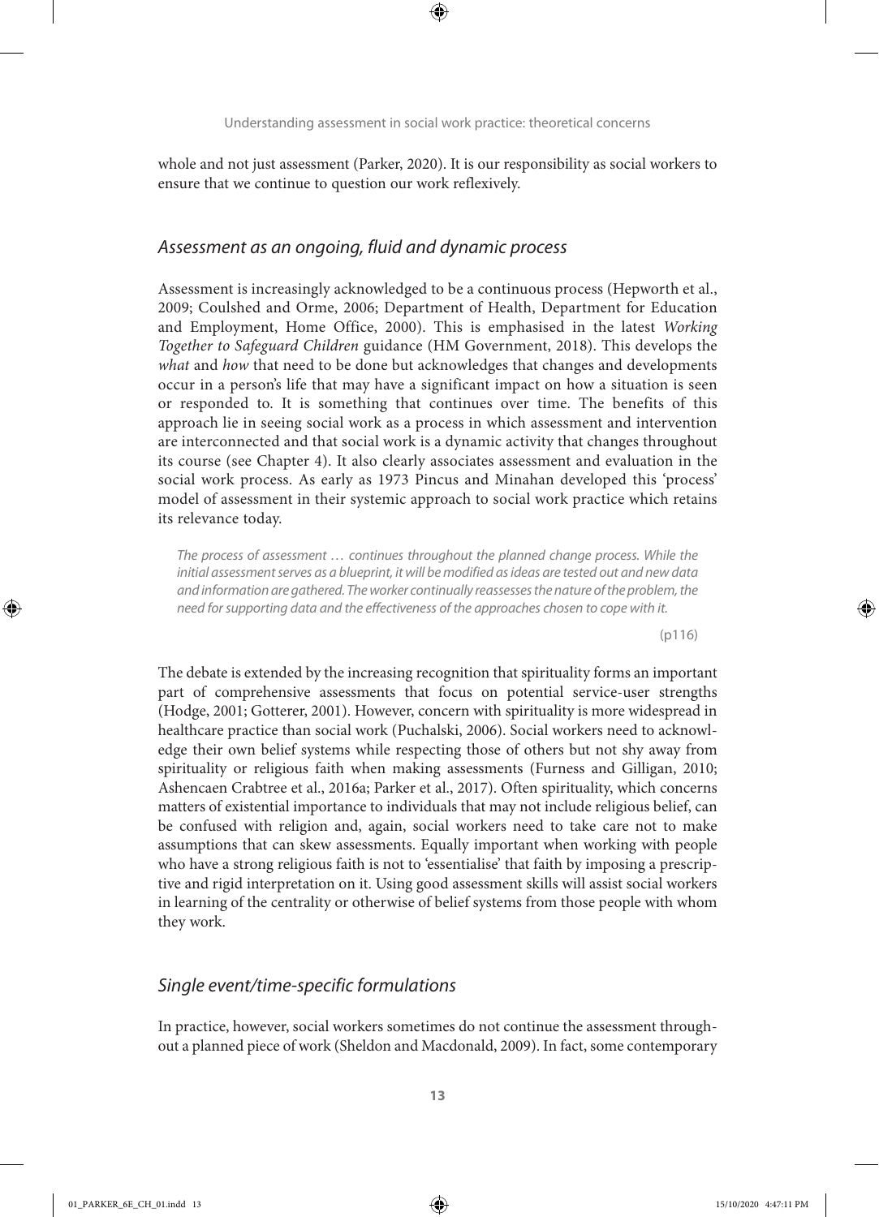whole and not just assessment (Parker, 2020). It is our responsibility as social workers to ensure that we continue to question our work reflexively.

## *Assessment as an ongoing, fluid and dynamic process*

Assessment is increasingly acknowledged to be a continuous process (Hepworth et al., 2009; Coulshed and Orme, 2006; Department of Health, Department for Education and Employment, Home Office, 2000). This is emphasised in the latest *Working Together to Safeguard Children* guidance (HM Government, 2018). This develops the *what* and *how* that need to be done but acknowledges that changes and developments occur in a person's life that may have a significant impact on how a situation is seen or responded to. It is something that continues over time. The benefits of this approach lie in seeing social work as a process in which assessment and intervention are interconnected and that social work is a dynamic activity that changes throughout its course (see Chapter 4). It also clearly associates assessment and evaluation in the social work process. As early as 1973 Pincus and Minahan developed this 'process' model of assessment in their systemic approach to social work practice which retains its relevance today.

> *The process of assessment … continues throughout the planned change process. While the initial assessment serves as a blueprint, it will be modified as ideas are tested out and new data and information are gathered. The worker continually reassesses the nature of the problem, the need for supporting data and the effectiveness of the approaches chosen to cope with it.*
>
> (p116)

The debate is extended by the increasing recognition that spirituality forms an important part of comprehensive assessments that focus on potential service-user strengths (Hodge, 2001; Gotterer, 2001). However, concern with spirituality is more widespread in healthcare practice than social work (Puchalski, 2006). Social workers need to acknowledge their own belief systems while respecting those of others but not shy away from spirituality or religious faith when making assessments (Furness and Gilligan, 2010; Ashencaen Crabtree et al., 2016a; Parker et al., 2017). Often spirituality, which concerns matters of existential importance to individuals that may not include religious belief, can be confused with religion and, again, social workers need to take care not to make assumptions that can skew assessments. Equally important when working with people who have a strong religious faith is not to 'essentialise' that faith by imposing a prescriptive and rigid interpretation on it. Using good assessment skills will assist social workers in learning of the centrality or otherwise of belief systems from those people with whom they work.

## *Single event/time-specific formulations*

In practice, however, social workers sometimes do not continue the assessment throughout a planned piece of work (Sheldon and Macdonald, 2009). In fact, some contemporary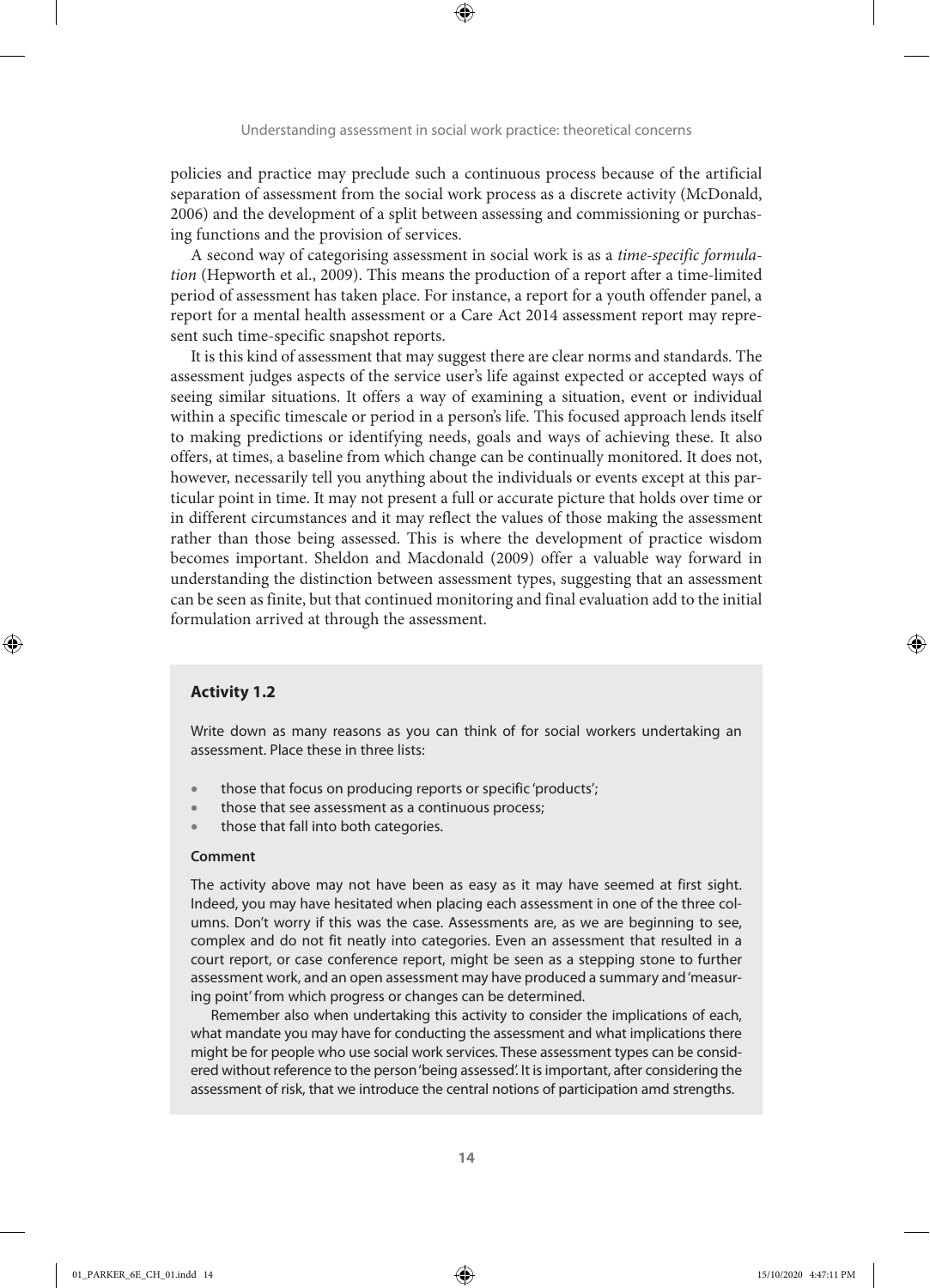policies and practice may preclude such a continuous process because of the artificial separation of assessment from the social work process as a discrete activity (McDonald, 2006) and the development of a split between assessing and commissioning or purchasing functions and the provision of services.

A second way of categorising assessment in social work is as a *time-specific formulation* (Hepworth et al., 2009). This means the production of a report after a time-limited period of assessment has taken place. For instance, a report for a youth offender panel, a report for a mental health assessment or a Care Act 2014 assessment report may represent such time-specific snapshot reports.

It is this kind of assessment that may suggest there are clear norms and standards. The assessment judges aspects of the service user's life against expected or accepted ways of seeing similar situations. It offers a way of examining a situation, event or individual within a specific timescale or period in a person's life. This focused approach lends itself to making predictions or identifying needs, goals and ways of achieving these. It also offers, at times, a baseline from which change can be continually monitored. It does not, however, necessarily tell you anything about the individuals or events except at this particular point in time. It may not present a full or accurate picture that holds over time or in different circumstances and it may reflect the values of those making the assessment rather than those being assessed. This is where the development of practice wisdom becomes important. Sheldon and Macdonald (2009) offer a valuable way forward in understanding the distinction between assessment types, suggesting that an assessment can be seen as finite, but that continued monitoring and final evaluation add to the initial formulation arrived at through the assessment.

### Activity 1.2

Write down as many reasons as you can think of for social workers undertaking an assessment. Place these in three lists:

- those that focus on producing reports or specific 'products';
- those that see assessment as a continuous process;
- those that fall into both categories.

#### Comment

The activity above may not have been as easy as it may have seemed at first sight. Indeed, you may have hesitated when placing each assessment in one of the three columns. Don't worry if this was the case. Assessments are, as we are beginning to see, complex and do not fit neatly into categories. Even an assessment that resulted in a court report, or case conference report, might be seen as a stepping stone to further assessment work, and an open assessment may have produced a summary and 'measuring point' from which progress or changes can be determined.

Remember also when undertaking this activity to consider the implications of each, what mandate you may have for conducting the assessment and what implications there might be for people who use social work services. These assessment types can be considered without reference to the person 'being assessed'. It is important, after considering the assessment of risk, that we introduce the central notions of participation amd strengths.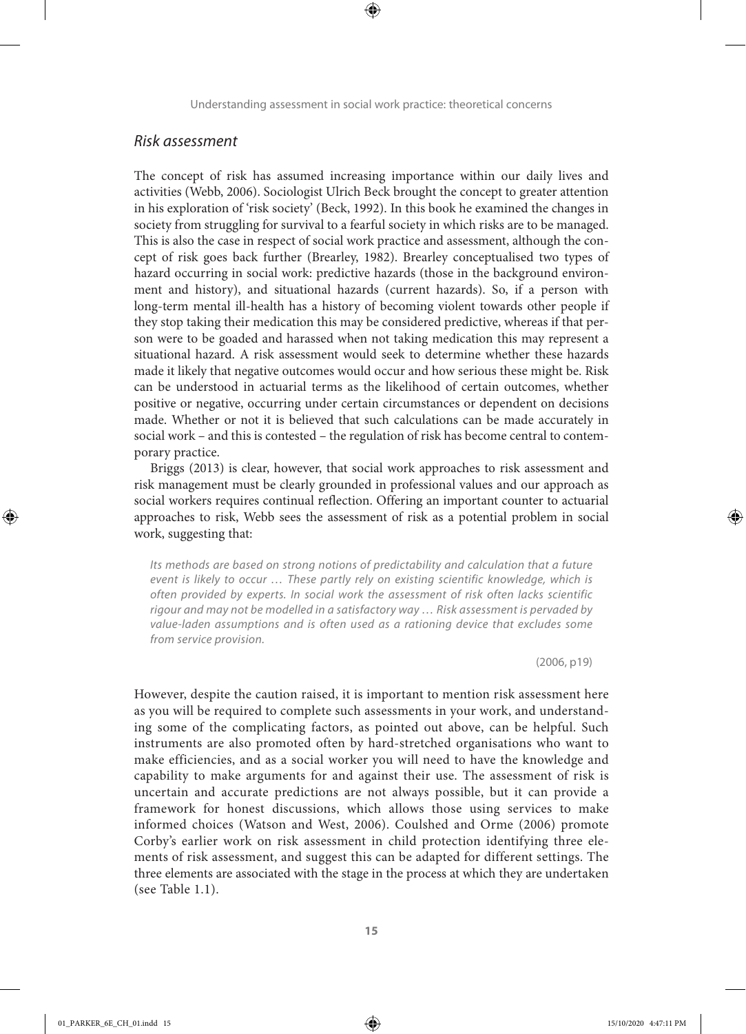### *Risk assessment*

The concept of risk has assumed increasing importance within our daily lives and activities (Webb, 2006). Sociologist Ulrich Beck brought the concept to greater attention in his exploration of 'risk society' (Beck, 1992). In this book he examined the changes in society from struggling for survival to a fearful society in which risks are to be managed. This is also the case in respect of social work practice and assessment, although the concept of risk goes back further (Brearley, 1982). Brearley conceptualised two types of hazard occurring in social work: predictive hazards (those in the background environment and history), and situational hazards (current hazards). So, if a person with long-term mental ill-health has a history of becoming violent towards other people if they stop taking their medication this may be considered predictive, whereas if that person were to be goaded and harassed when not taking medication this may represent a situational hazard. A risk assessment would seek to determine whether these hazards made it likely that negative outcomes would occur and how serious these might be. Risk can be understood in actuarial terms as the likelihood of certain outcomes, whether positive or negative, occurring under certain circumstances or dependent on decisions made. Whether or not it is believed that such calculations can be made accurately in social work – and this is contested – the regulation of risk has become central to contemporary practice.

Briggs (2013) is clear, however, that social work approaches to risk assessment and risk management must be clearly grounded in professional values and our approach as social workers requires continual reflection. Offering an important counter to actuarial approaches to risk, Webb sees the assessment of risk as a potential problem in social work, suggesting that:

> *Its methods are based on strong notions of predictability and calculation that a future event is likely to occur … These partly rely on existing scientific knowledge, which is often provided by experts. In social work the assessment of risk often lacks scientific rigour and may not be modelled in a satisfactory way … Risk assessment is pervaded by value-laden assumptions and is often used as a rationing device that excludes some from service provision.*
>
> (2006, p19)

However, despite the caution raised, it is important to mention risk assessment here as you will be required to complete such assessments in your work, and understanding some of the complicating factors, as pointed out above, can be helpful. Such instruments are also promoted often by hard-stretched organisations who want to make efficiencies, and as a social worker you will need to have the knowledge and capability to make arguments for and against their use. The assessment of risk is uncertain and accurate predictions are not always possible, but it can provide a framework for honest discussions, which allows those using services to make informed choices (Watson and West, 2006). Coulshed and Orme (2006) promote Corby's earlier work on risk assessment in child protection identifying three elements of risk assessment, and suggest this can be adapted for different settings. The three elements are associated with the stage in the process at which they are undertaken (see Table 1.1).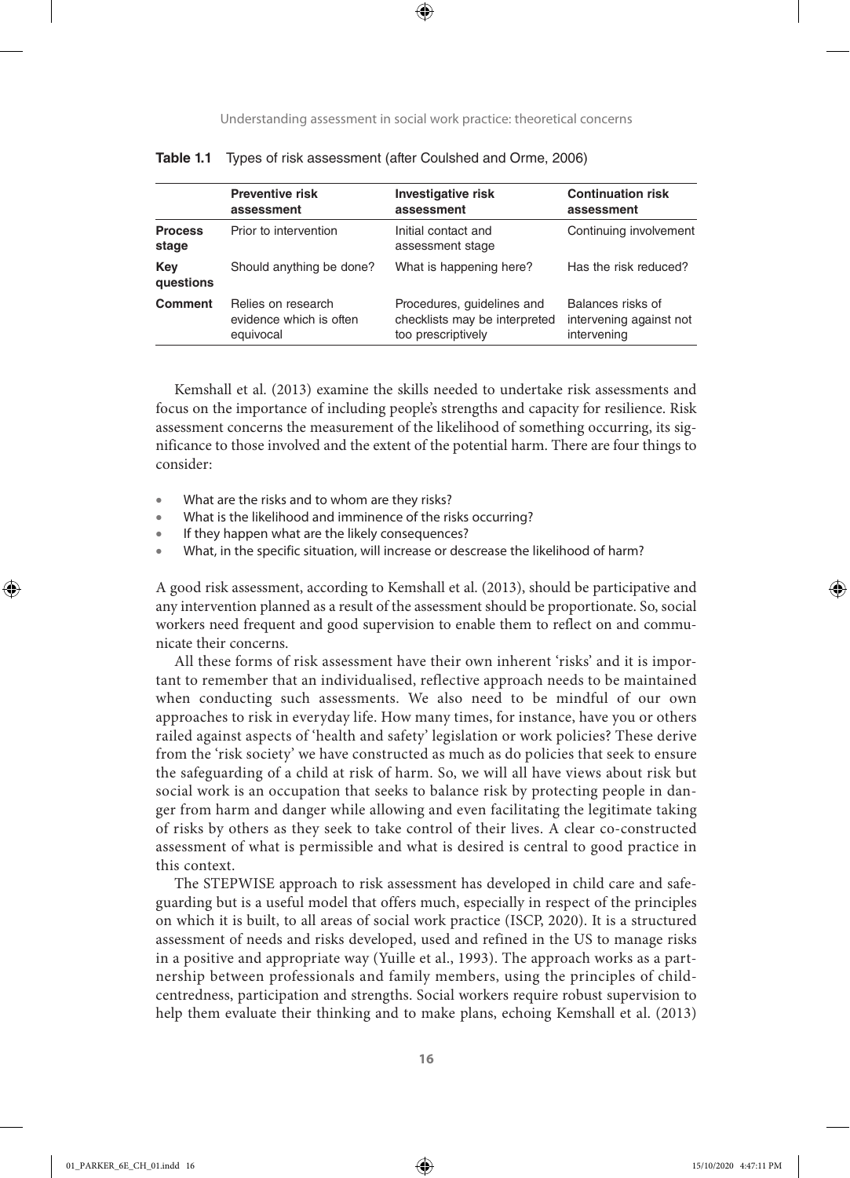**Table 1.1** Types of risk assessment (after Coulshed and Orme, 2006)

| | Preventive risk assessment | Investigative risk assessment | Continuation risk assessment |
|---|---|---|---|
| **Process stage** | Prior to intervention | Initial contact and assessment stage | Continuing involvement |
| **Key questions** | Should anything be done? | What is happening here? | Has the risk reduced? |
| **Comment** | Relies on research evidence which is often equivocal | Procedures, guidelines and checklists may be interpreted too prescriptively | Balances risks of intervening against not intervening |

Kemshall et al. (2013) examine the skills needed to undertake risk assessments and focus on the importance of including people's strengths and capacity for resilience. Risk assessment concerns the measurement of the likelihood of something occurring, its significance to those involved and the extent of the potential harm. There are four things to consider:

- What are the risks and to whom are they risks?
- What is the likelihood and imminence of the risks occurring?
- If they happen what are the likely consequences?
- What, in the specific situation, will increase or descrease the likelihood of harm?

A good risk assessment, according to Kemshall et al. (2013), should be participative and any intervention planned as a result of the assessment should be proportionate. So, social workers need frequent and good supervision to enable them to reflect on and communicate their concerns.

All these forms of risk assessment have their own inherent 'risks' and it is important to remember that an individualised, reflective approach needs to be maintained when conducting such assessments. We also need to be mindful of our own approaches to risk in everyday life. How many times, for instance, have you or others railed against aspects of 'health and safety' legislation or work policies? These derive from the 'risk society' we have constructed as much as do policies that seek to ensure the safeguarding of a child at risk of harm. So, we will all have views about risk but social work is an occupation that seeks to balance risk by protecting people in danger from harm and danger while allowing and even facilitating the legitimate taking of risks by others as they seek to take control of their lives. A clear co-constructed assessment of what is permissible and what is desired is central to good practice in this context.

The STEPWISE approach to risk assessment has developed in child care and safeguarding but is a useful model that offers much, especially in respect of the principles on which it is built, to all areas of social work practice (ISCP, 2020). It is a structured assessment of needs and risks developed, used and refined in the US to manage risks in a positive and appropriate way (Yuille et al., 1993). The approach works as a partnership between professionals and family members, using the principles of child-centredness, participation and strengths. Social workers require robust supervision to help them evaluate their thinking and to make plans, echoing Kemshall et al. (2013)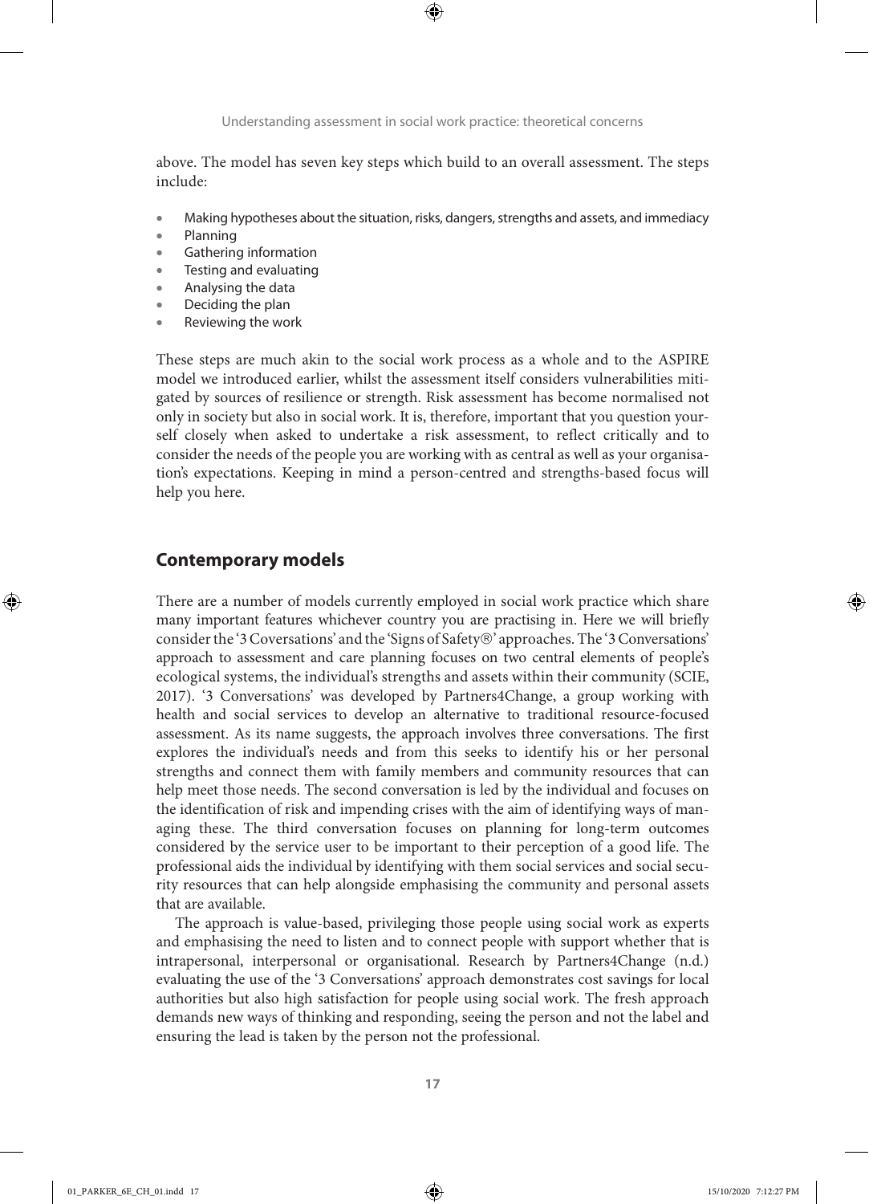above. The model has seven key steps which build to an overall assessment. The steps include:

- Making hypotheses about the situation, risks, dangers, strengths and assets, and immediacy
- Planning
- Gathering information
- Testing and evaluating
- Analysing the data
- Deciding the plan
- Reviewing the work

These steps are much akin to the social work process as a whole and to the ASPIRE model we introduced earlier, whilst the assessment itself considers vulnerabilities mitigated by sources of resilience or strength. Risk assessment has become normalised not only in society but also in social work. It is, therefore, important that you question yourself closely when asked to undertake a risk assessment, to reflect critically and to consider the needs of the people you are working with as central as well as your organisation's expectations. Keeping in mind a person-centred and strengths-based focus will help you here.

## Contemporary models

There are a number of models currently employed in social work practice which share many important features whichever country you are practising in. Here we will briefly consider the '3 Coversations' and the 'Signs of Safety®' approaches. The '3 Conversations' approach to assessment and care planning focuses on two central elements of people's ecological systems, the individual's strengths and assets within their community (SCIE, 2017). '3 Conversations' was developed by Partners4Change, a group working with health and social services to develop an alternative to traditional resource-focused assessment. As its name suggests, the approach involves three conversations. The first explores the individual's needs and from this seeks to identify his or her personal strengths and connect them with family members and community resources that can help meet those needs. The second conversation is led by the individual and focuses on the identification of risk and impending crises with the aim of identifying ways of managing these. The third conversation focuses on planning for long-term outcomes considered by the service user to be important to their perception of a good life. The professional aids the individual by identifying with them social services and social security resources that can help alongside emphasising the community and personal assets that are available.

The approach is value-based, privileging those people using social work as experts and emphasising the need to listen and to connect people with support whether that is intrapersonal, interpersonal or organisational. Research by Partners4Change (n.d.) evaluating the use of the '3 Conversations' approach demonstrates cost savings for local authorities but also high satisfaction for people using social work. The fresh approach demands new ways of thinking and responding, seeing the person and not the label and ensuring the lead is taken by the person not the professional.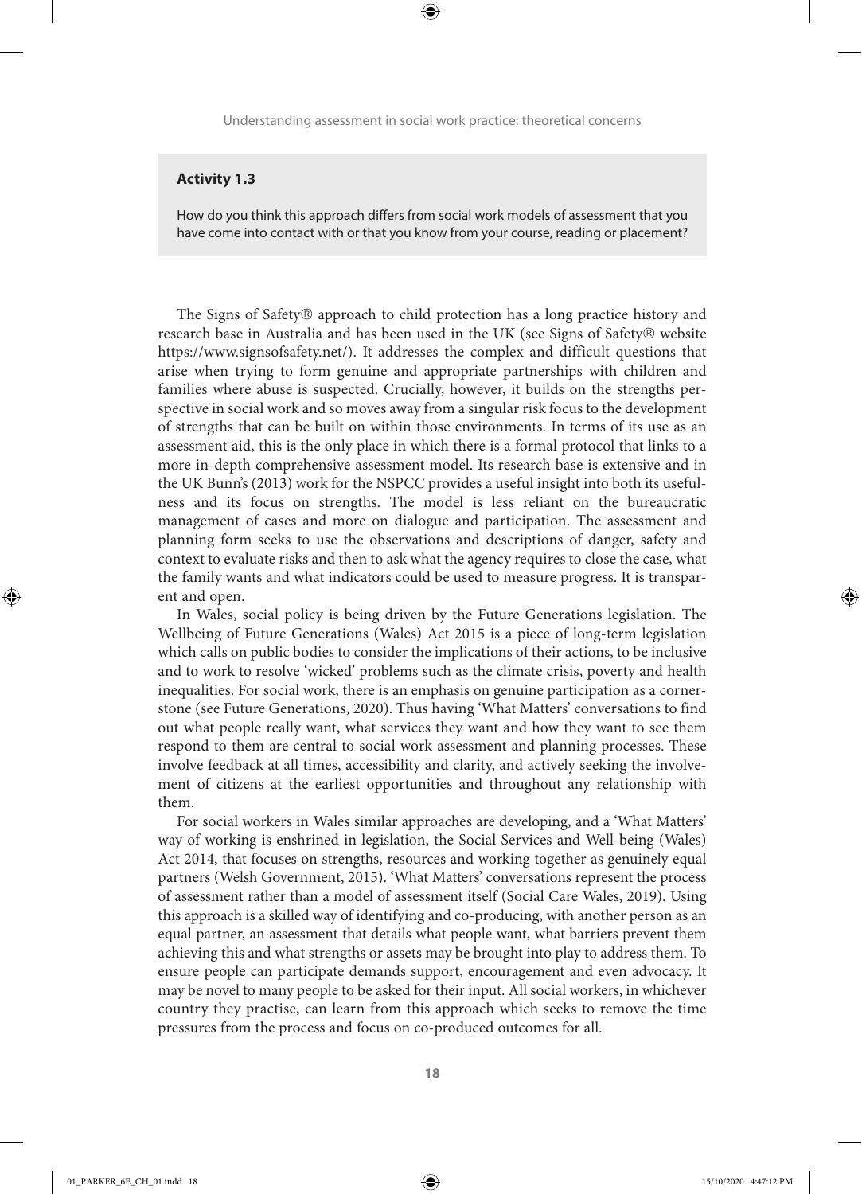### Activity 1.3

How do you think this approach differs from social work models of assessment that you have come into contact with or that you know from your course, reading or placement?

The Signs of Safety® approach to child protection has a long practice history and research base in Australia and has been used in the UK (see Signs of Safety® website https://www.signsofsafety.net/). It addresses the complex and difficult questions that arise when trying to form genuine and appropriate partnerships with children and families where abuse is suspected. Crucially, however, it builds on the strengths perspective in social work and so moves away from a singular risk focus to the development of strengths that can be built on within those environments. In terms of its use as an assessment aid, this is the only place in which there is a formal protocol that links to a more in-depth comprehensive assessment model. Its research base is extensive and in the UK Bunn's (2013) work for the NSPCC provides a useful insight into both its usefulness and its focus on strengths. The model is less reliant on the bureaucratic management of cases and more on dialogue and participation. The assessment and planning form seeks to use the observations and descriptions of danger, safety and context to evaluate risks and then to ask what the agency requires to close the case, what the family wants and what indicators could be used to measure progress. It is transparent and open.

In Wales, social policy is being driven by the Future Generations legislation. The Wellbeing of Future Generations (Wales) Act 2015 is a piece of long-term legislation which calls on public bodies to consider the implications of their actions, to be inclusive and to work to resolve 'wicked' problems such as the climate crisis, poverty and health inequalities. For social work, there is an emphasis on genuine participation as a cornerstone (see Future Generations, 2020). Thus having 'What Matters' conversations to find out what people really want, what services they want and how they want to see them respond to them are central to social work assessment and planning processes. These involve feedback at all times, accessibility and clarity, and actively seeking the involvement of citizens at the earliest opportunities and throughout any relationship with them.

For social workers in Wales similar approaches are developing, and a 'What Matters' way of working is enshrined in legislation, the Social Services and Well-being (Wales) Act 2014, that focuses on strengths, resources and working together as genuinely equal partners (Welsh Government, 2015). 'What Matters' conversations represent the process of assessment rather than a model of assessment itself (Social Care Wales, 2019). Using this approach is a skilled way of identifying and co-producing, with another person as an equal partner, an assessment that details what people want, what barriers prevent them achieving this and what strengths or assets may be brought into play to address them. To ensure people can participate demands support, encouragement and even advocacy. It may be novel to many people to be asked for their input. All social workers, in whichever country they practise, can learn from this approach which seeks to remove the time pressures from the process and focus on co-produced outcomes for all.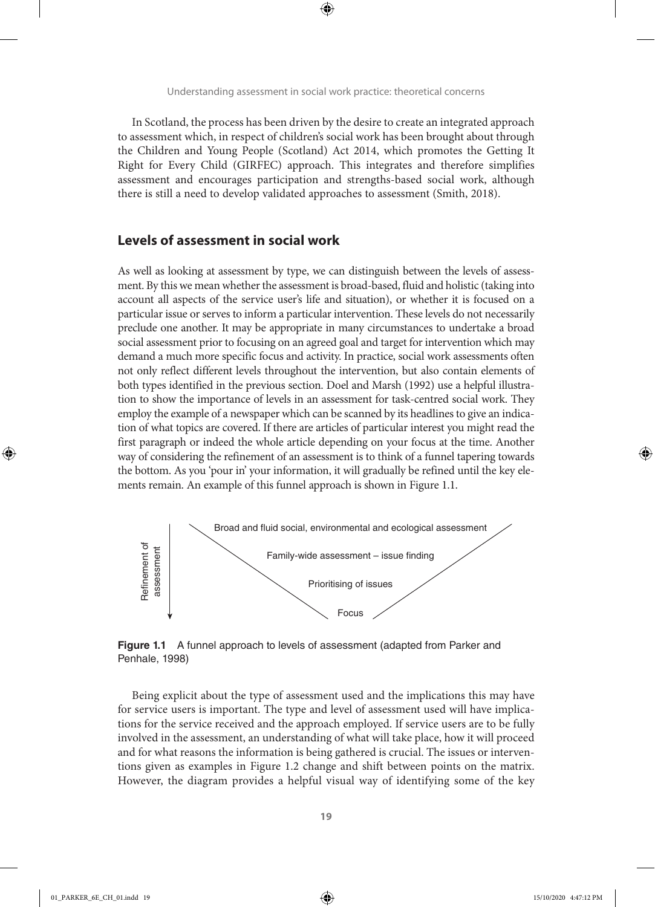In Scotland, the process has been driven by the desire to create an integrated approach to assessment which, in respect of children's social work has been brought about through the Children and Young People (Scotland) Act 2014, which promotes the Getting It Right for Every Child (GIRFEC) approach. This integrates and therefore simplifies assessment and encourages participation and strengths-based social work, although there is still a need to develop validated approaches to assessment (Smith, 2018).

## Levels of assessment in social work

As well as looking at assessment by type, we can distinguish between the levels of assessment. By this we mean whether the assessment is broad-based, fluid and holistic (taking into account all aspects of the service user's life and situation), or whether it is focused on a particular issue or serves to inform a particular intervention. These levels do not necessarily preclude one another. It may be appropriate in many circumstances to undertake a broad social assessment prior to focusing on an agreed goal and target for intervention which may demand a much more specific focus and activity. In practice, social work assessments often not only reflect different levels throughout the intervention, but also contain elements of both types identified in the previous section. Doel and Marsh (1992) use a helpful illustration to show the importance of levels in an assessment for task-centred social work. They employ the example of a newspaper which can be scanned by its headlines to give an indication of what topics are covered. If there are articles of particular interest you might read the first paragraph or indeed the whole article depending on your focus at the time. Another way of considering the refinement of an assessment is to think of a funnel tapering towards the bottom. As you 'pour in' your information, it will gradually be refined until the key elements remain. An example of this funnel approach is shown in Figure 1.1.

Refinement of assessment ↓

- Broad and fluid social, environmental and ecological assessment
- Family-wide assessment – issue finding
- Prioritising of issues
- Focus

**Figure 1.1** A funnel approach to levels of assessment (adapted from Parker and Penhale, 1998)

Being explicit about the type of assessment used and the implications this may have for service users is important. The type and level of assessment used will have implications for the service received and the approach employed. If service users are to be fully involved in the assessment, an understanding of what will take place, how it will proceed and for what reasons the information is being gathered is crucial. The issues or interventions given as examples in Figure 1.2 change and shift between points on the matrix. However, the diagram provides a helpful visual way of identifying some of the key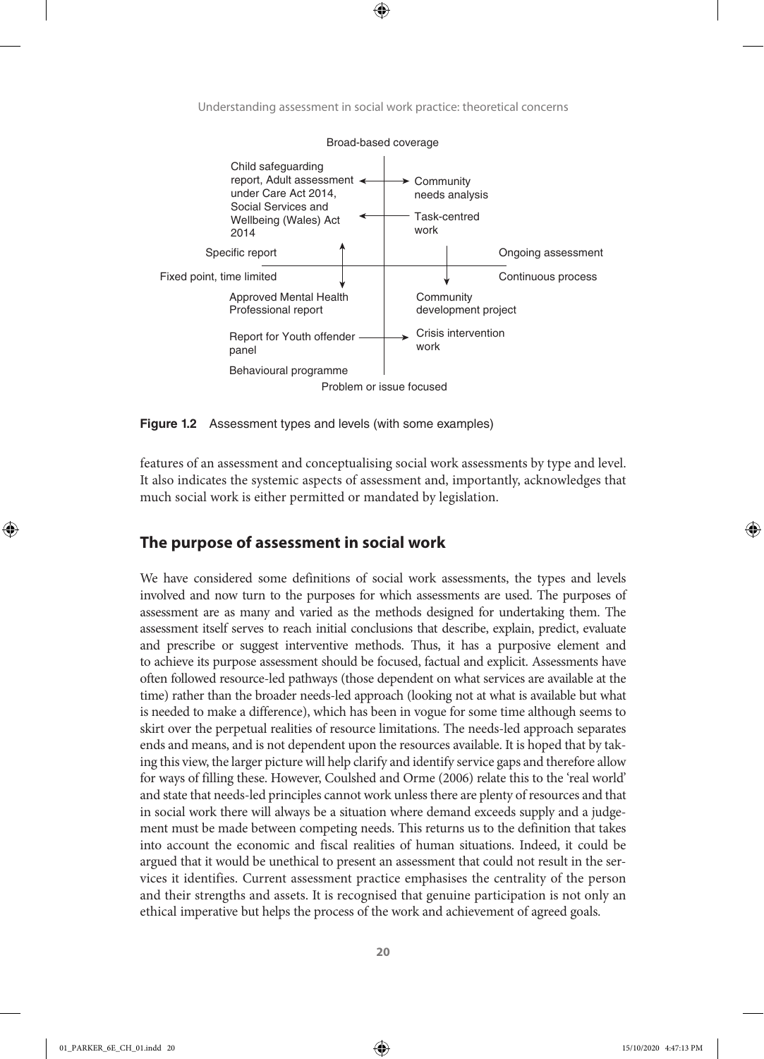Broad-based coverage

Child safeguarding report, Adult assessment under Care Act 2014, Social Services and Wellbeing (Wales) Act 2014

Community needs analysis

Task-centred work

Specific report

Ongoing assessment

Fixed point, time limited

Continuous process

Approved Mental Health Professional report

Community development project

Report for Youth offender panel

Crisis intervention work

Behavioural programme

Problem or issue focused

**Figure 1.2** Assessment types and levels (with some examples)

features of an assessment and conceptualising social work assessments by type and level. It also indicates the systemic aspects of assessment and, importantly, acknowledges that much social work is either permitted or mandated by legislation.

## The purpose of assessment in social work

We have considered some definitions of social work assessments, the types and levels involved and now turn to the purposes for which assessments are used. The purposes of assessment are as many and varied as the methods designed for undertaking them. The assessment itself serves to reach initial conclusions that describe, explain, predict, evaluate and prescribe or suggest interventive methods. Thus, it has a purposive element and to achieve its purpose assessment should be focused, factual and explicit. Assessments have often followed resource-led pathways (those dependent on what services are available at the time) rather than the broader needs-led approach (looking not at what is available but what is needed to make a difference), which has been in vogue for some time although seems to skirt over the perpetual realities of resource limitations. The needs-led approach separates ends and means, and is not dependent upon the resources available. It is hoped that by taking this view, the larger picture will help clarify and identify service gaps and therefore allow for ways of filling these. However, Coulshed and Orme (2006) relate this to the 'real world' and state that needs-led principles cannot work unless there are plenty of resources and that in social work there will always be a situation where demand exceeds supply and a judgement must be made between competing needs. This returns us to the definition that takes into account the economic and fiscal realities of human situations. Indeed, it could be argued that it would be unethical to present an assessment that could not result in the services it identifies. Current assessment practice emphasises the centrality of the person and their strengths and assets. It is recognised that genuine participation is not only an ethical imperative but helps the process of the work and achievement of agreed goals.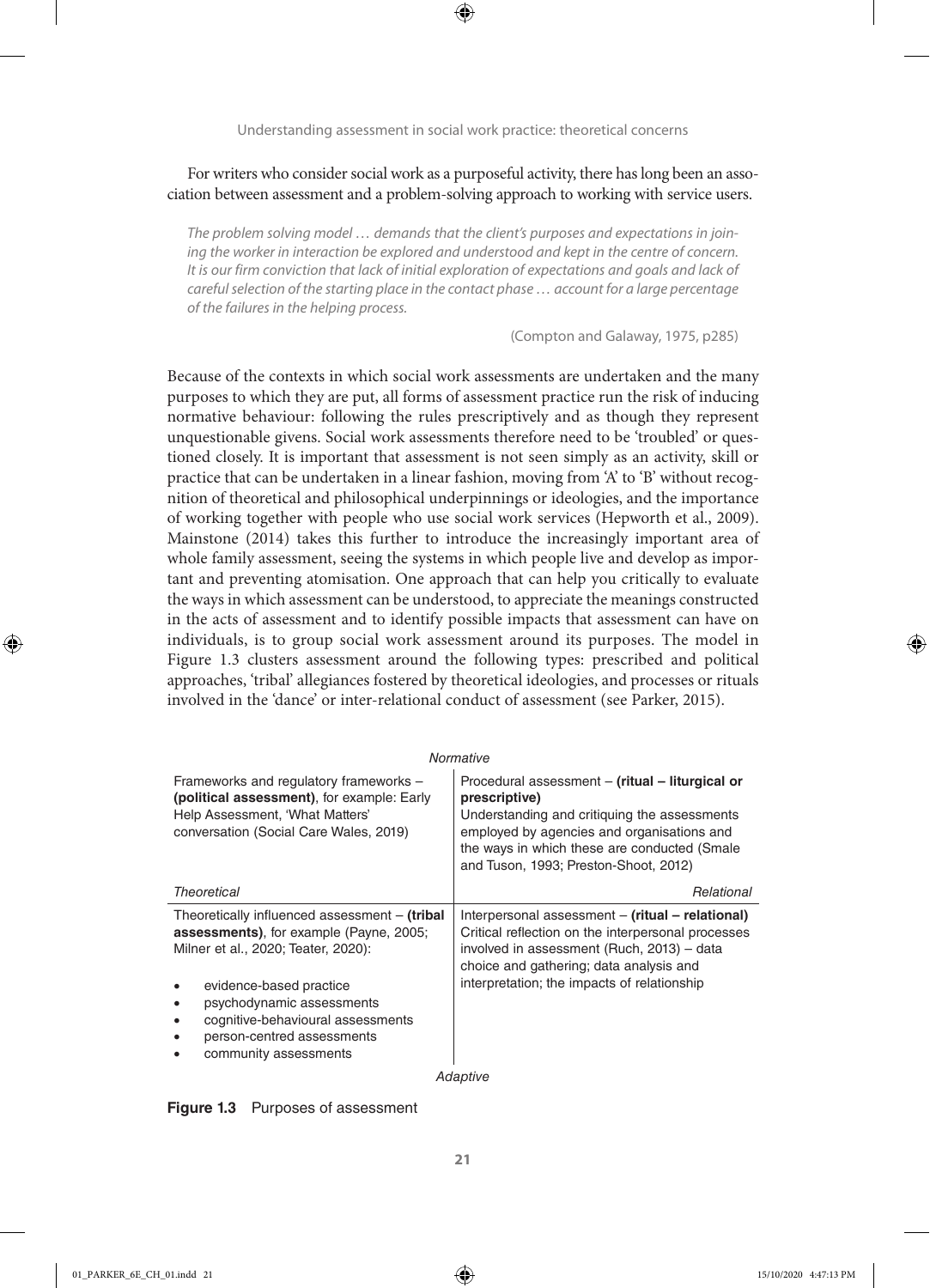For writers who consider social work as a purposeful activity, there has long been an association between assessment and a problem-solving approach to working with service users.

> *The problem solving model … demands that the client's purposes and expectations in joining the worker in interaction be explored and understood and kept in the centre of concern. It is our firm conviction that lack of initial exploration of expectations and goals and lack of careful selection of the starting place in the contact phase … account for a large percentage of the failures in the helping process.*
>
> (Compton and Galaway, 1975, p285)

Because of the contexts in which social work assessments are undertaken and the many purposes to which they are put, all forms of assessment practice run the risk of inducing normative behaviour: following the rules prescriptively and as though they represent unquestionable givens. Social work assessments therefore need to be 'troubled' or questioned closely. It is important that assessment is not seen simply as an activity, skill or practice that can be undertaken in a linear fashion, moving from 'A' to 'B' without recognition of theoretical and philosophical underpinnings or ideologies, and the importance of working together with people who use social work services (Hepworth et al., 2009). Mainstone (2014) takes this further to introduce the increasingly important area of whole family assessment, seeing the systems in which people live and develop as important and preventing atomisation. One approach that can help you critically to evaluate the ways in which assessment can be understood, to appreciate the meanings constructed in the acts of assessment and to identify possible impacts that assessment can have on individuals, is to group social work assessment around its purposes. The model in Figure 1.3 clusters assessment around the following types: prescribed and political approaches, 'tribal' allegiances fostered by theoretical ideologies, and processes or rituals involved in the 'dance' or inter-relational conduct of assessment (see Parker, 2015).

*Normative*

| | |
|---|---|
| Frameworks and regulatory frameworks – **(political assessment)**, for example: Early Help Assessment, 'What Matters' conversation (Social Care Wales, 2019) | Procedural assessment – **(ritual – liturgical or prescriptive)** Understanding and critiquing the assessments employed by agencies and organisations and the ways in which these are conducted (Smale and Tuson, 1993; Preston-Shoot, 2012) |
| *Theoretical* | *Relational* |
| Theoretically influenced assessment – **(tribal assessments)**, for example (Payne, 2005; Milner et al., 2020; Teater, 2020): <br>• evidence-based practice <br>• psychodynamic assessments <br>• cognitive-behavioural assessments <br>• person-centred assessments <br>• community assessments | Interpersonal assessment – **(ritual – relational)** Critical reflection on the interpersonal processes involved in assessment (Ruch, 2013) – data choice and gathering; data analysis and interpretation; the impacts of relationship |

*Adaptive*

**Figure 1.3** Purposes of assessment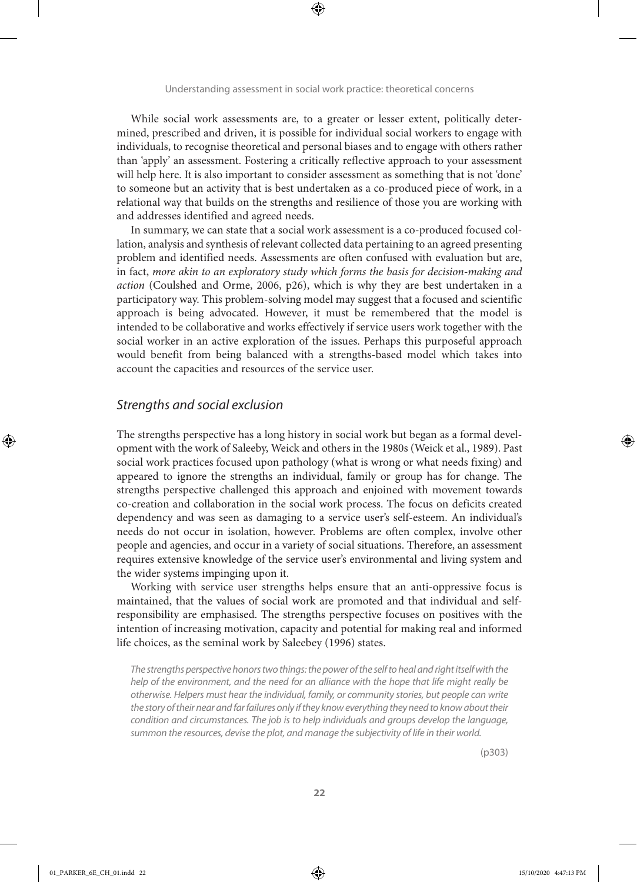While social work assessments are, to a greater or lesser extent, politically determined, prescribed and driven, it is possible for individual social workers to engage with individuals, to recognise theoretical and personal biases and to engage with others rather than 'apply' an assessment. Fostering a critically reflective approach to your assessment will help here. It is also important to consider assessment as something that is not 'done' to someone but an activity that is best undertaken as a co-produced piece of work, in a relational way that builds on the strengths and resilience of those you are working with and addresses identified and agreed needs.

In summary, we can state that a social work assessment is a co-produced focused collation, analysis and synthesis of relevant collected data pertaining to an agreed presenting problem and identified needs. Assessments are often confused with evaluation but are, in fact, *more akin to an exploratory study which forms the basis for decision-making and action* (Coulshed and Orme, 2006, p26), which is why they are best undertaken in a participatory way. This problem-solving model may suggest that a focused and scientific approach is being advocated. However, it must be remembered that the model is intended to be collaborative and works effectively if service users work together with the social worker in an active exploration of the issues. Perhaps this purposeful approach would benefit from being balanced with a strengths-based model which takes into account the capacities and resources of the service user.

## *Strengths and social exclusion*

The strengths perspective has a long history in social work but began as a formal development with the work of Saleeby, Weick and others in the 1980s (Weick et al., 1989). Past social work practices focused upon pathology (what is wrong or what needs fixing) and appeared to ignore the strengths an individual, family or group has for change. The strengths perspective challenged this approach and enjoined with movement towards co-creation and collaboration in the social work process. The focus on deficits created dependency and was seen as damaging to a service user's self-esteem. An individual's needs do not occur in isolation, however. Problems are often complex, involve other people and agencies, and occur in a variety of social situations. Therefore, an assessment requires extensive knowledge of the service user's environmental and living system and the wider systems impinging upon it.

Working with service user strengths helps ensure that an anti-oppressive focus is maintained, that the values of social work are promoted and that individual and self-responsibility are emphasised. The strengths perspective focuses on positives with the intention of increasing motivation, capacity and potential for making real and informed life choices, as the seminal work by Saleebey (1996) states.

> *The strengths perspective honors two things: the power of the self to heal and right itself with the help of the environment, and the need for an alliance with the hope that life might really be otherwise. Helpers must hear the individual, family, or community stories, but people can write the story of their near and far failures only if they know everything they need to know about their condition and circumstances. The job is to help individuals and groups develop the language, summon the resources, devise the plot, and manage the subjectivity of life in their world.*
>
> (p303)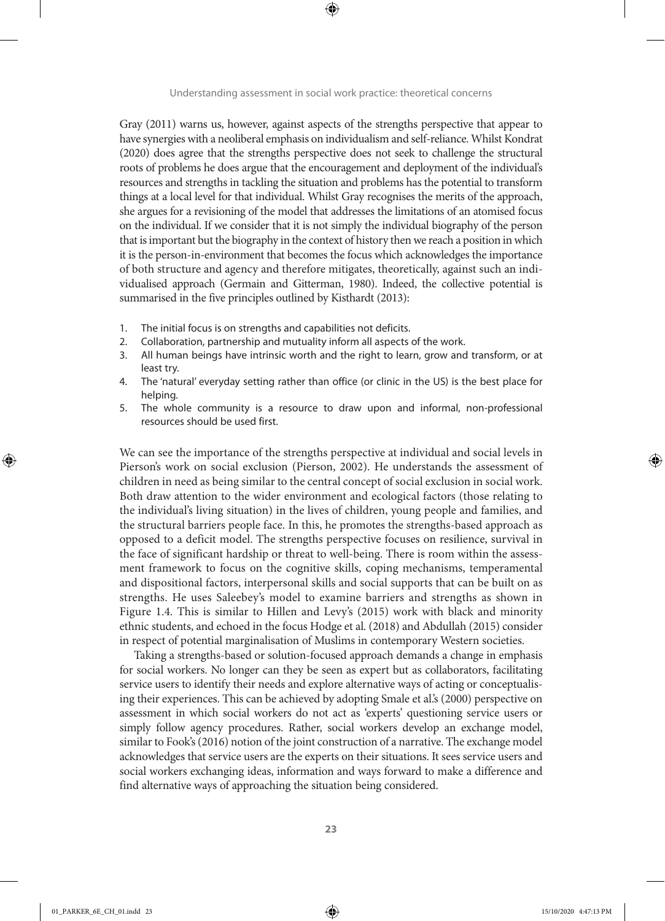Gray (2011) warns us, however, against aspects of the strengths perspective that appear to have synergies with a neoliberal emphasis on individualism and self-reliance. Whilst Kondrat (2020) does agree that the strengths perspective does not seek to challenge the structural roots of problems he does argue that the encouragement and deployment of the individual's resources and strengths in tackling the situation and problems has the potential to transform things at a local level for that individual. Whilst Gray recognises the merits of the approach, she argues for a revisioning of the model that addresses the limitations of an atomised focus on the individual. If we consider that it is not simply the individual biography of the person that is important but the biography in the context of history then we reach a position in which it is the person-in-environment that becomes the focus which acknowledges the importance of both structure and agency and therefore mitigates, theoretically, against such an individualised approach (Germain and Gitterman, 1980). Indeed, the collective potential is summarised in the five principles outlined by Kisthardt (2013):

1. The initial focus is on strengths and capabilities not deficits.
2. Collaboration, partnership and mutuality inform all aspects of the work.
3. All human beings have intrinsic worth and the right to learn, grow and transform, or at least try.
4. The 'natural' everyday setting rather than office (or clinic in the US) is the best place for helping.
5. The whole community is a resource to draw upon and informal, non-professional resources should be used first.

We can see the importance of the strengths perspective at individual and social levels in Pierson's work on social exclusion (Pierson, 2002). He understands the assessment of children in need as being similar to the central concept of social exclusion in social work. Both draw attention to the wider environment and ecological factors (those relating to the individual's living situation) in the lives of children, young people and families, and the structural barriers people face. In this, he promotes the strengths-based approach as opposed to a deficit model. The strengths perspective focuses on resilience, survival in the face of significant hardship or threat to well-being. There is room within the assessment framework to focus on the cognitive skills, coping mechanisms, temperamental and dispositional factors, interpersonal skills and social supports that can be built on as strengths. He uses Saleebey's model to examine barriers and strengths as shown in Figure 1.4. This is similar to Hillen and Levy's (2015) work with black and minority ethnic students, and echoed in the focus Hodge et al. (2018) and Abdullah (2015) consider in respect of potential marginalisation of Muslims in contemporary Western societies.

Taking a strengths-based or solution-focused approach demands a change in emphasis for social workers. No longer can they be seen as expert but as collaborators, facilitating service users to identify their needs and explore alternative ways of acting or conceptualising their experiences. This can be achieved by adopting Smale et al.'s (2000) perspective on assessment in which social workers do not act as 'experts' questioning service users or simply follow agency procedures. Rather, social workers develop an exchange model, similar to Fook's (2016) notion of the joint construction of a narrative. The exchange model acknowledges that service users are the experts on their situations. It sees service users and social workers exchanging ideas, information and ways forward to make a difference and find alternative ways of approaching the situation being considered.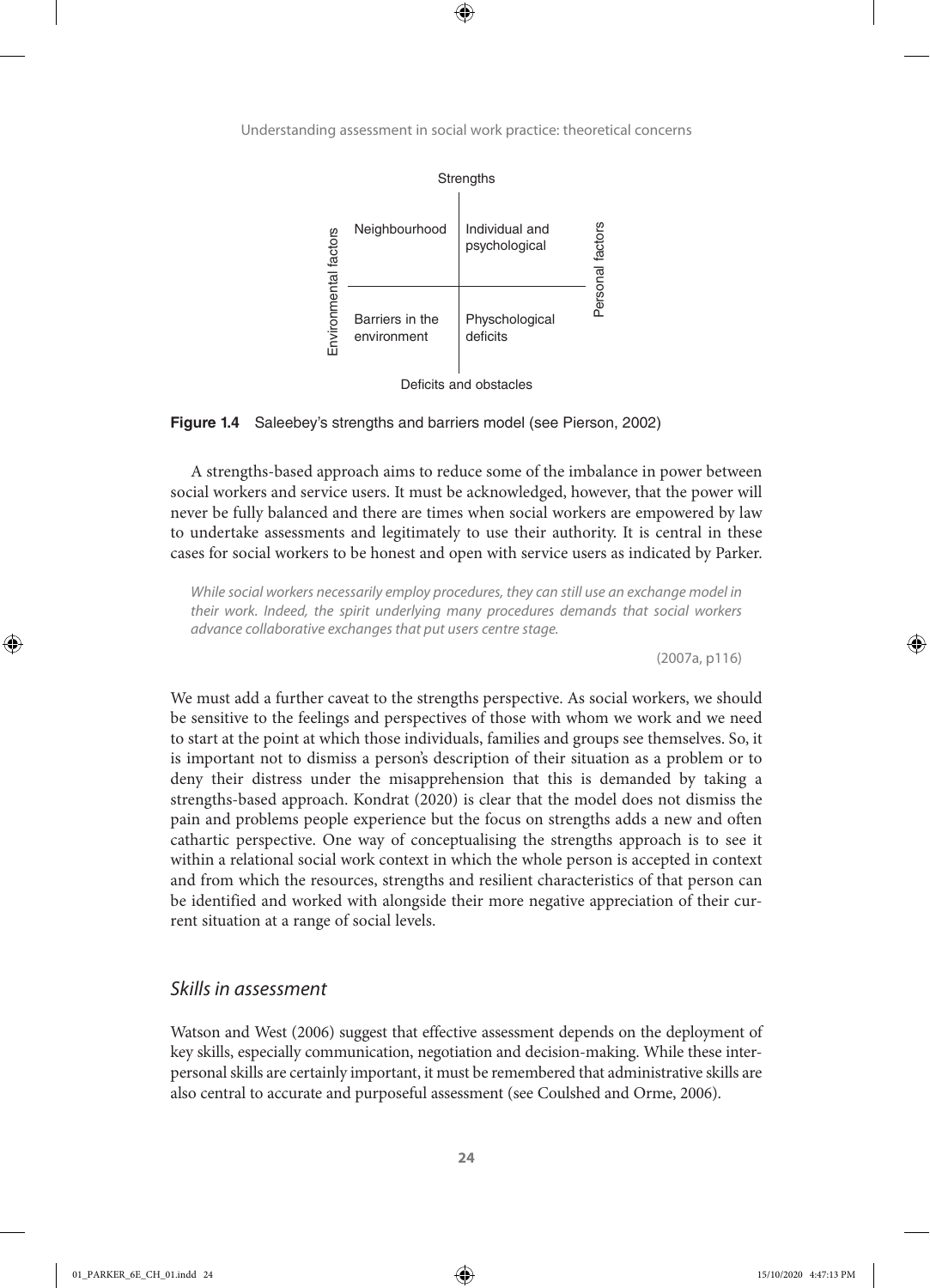Strengths

| Environmental factors | | Personal factors |
|---|---|---|
| Neighbourhood | Individual and psychological | |
| Barriers in the environment | Physchological deficits | |

Deficits and obstacles

**Figure 1.4** Saleebey's strengths and barriers model (see Pierson, 2002)

A strengths-based approach aims to reduce some of the imbalance in power between social workers and service users. It must be acknowledged, however, that the power will never be fully balanced and there are times when social workers are empowered by law to undertake assessments and legitimately to use their authority. It is central in these cases for social workers to be honest and open with service users as indicated by Parker.

> *While social workers necessarily employ procedures, they can still use an exchange model in their work. Indeed, the spirit underlying many procedures demands that social workers advance collaborative exchanges that put users centre stage.*
>
> (2007a, p116)

We must add a further caveat to the strengths perspective. As social workers, we should be sensitive to the feelings and perspectives of those with whom we work and we need to start at the point at which those individuals, families and groups see themselves. So, it is important not to dismiss a person's description of their situation as a problem or to deny their distress under the misapprehension that this is demanded by taking a strengths-based approach. Kondrat (2020) is clear that the model does not dismiss the pain and problems people experience but the focus on strengths adds a new and often cathartic perspective. One way of conceptualising the strengths approach is to see it within a relational social work context in which the whole person is accepted in context and from which the resources, strengths and resilient characteristics of that person can be identified and worked with alongside their more negative appreciation of their current situation at a range of social levels.

## *Skills in assessment*

Watson and West (2006) suggest that effective assessment depends on the deployment of key skills, especially communication, negotiation and decision-making. While these interpersonal skills are certainly important, it must be remembered that administrative skills are also central to accurate and purposeful assessment (see Coulshed and Orme, 2006).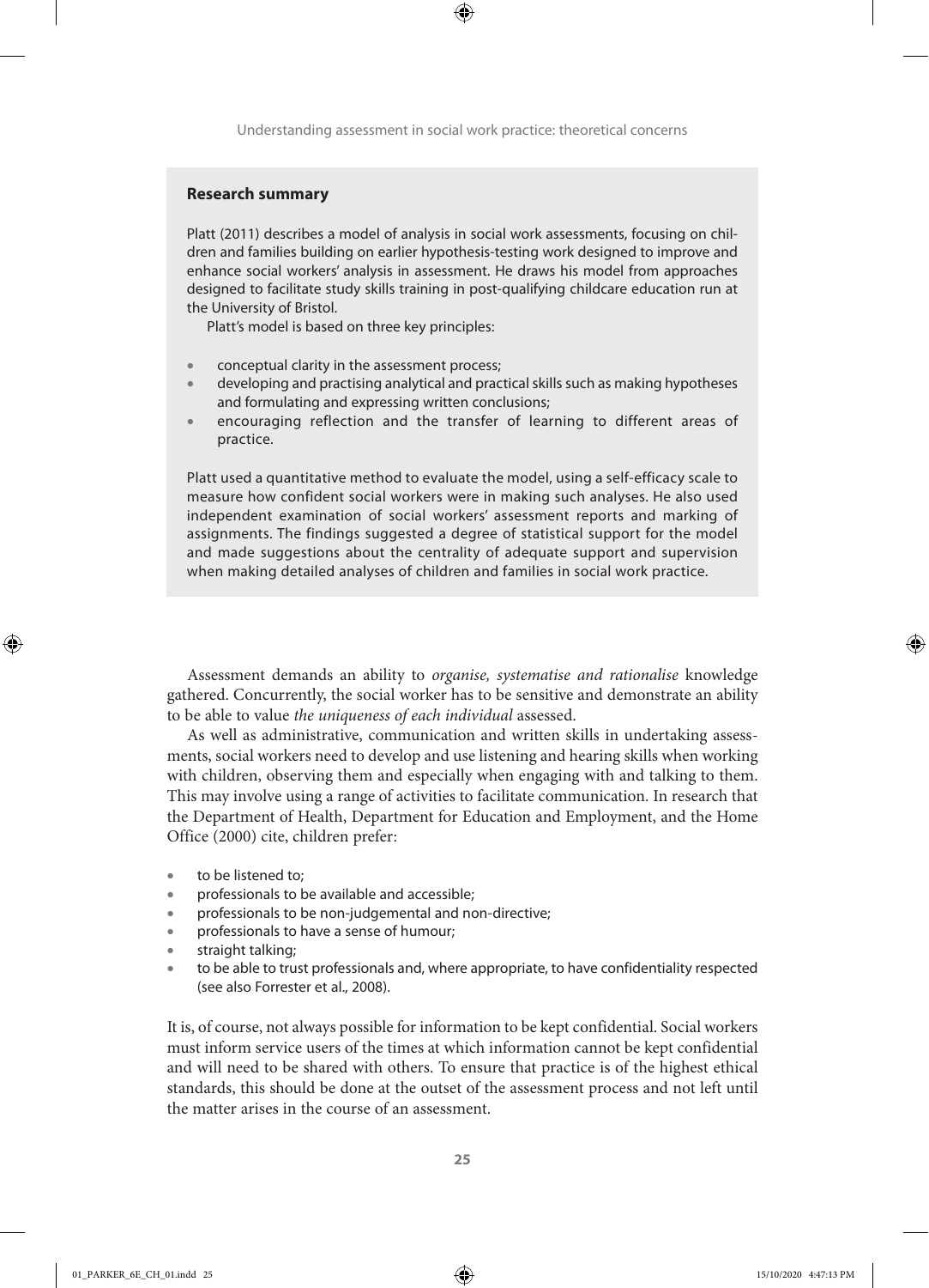### Research summary

Platt (2011) describes a model of analysis in social work assessments, focusing on children and families building on earlier hypothesis-testing work designed to improve and enhance social workers' analysis in assessment. He draws his model from approaches designed to facilitate study skills training in post-qualifying childcare education run at the University of Bristol.

Platt's model is based on three key principles:

- conceptual clarity in the assessment process;
- developing and practising analytical and practical skills such as making hypotheses and formulating and expressing written conclusions;
- encouraging reflection and the transfer of learning to different areas of practice.

Platt used a quantitative method to evaluate the model, using a self-efficacy scale to measure how confident social workers were in making such analyses. He also used independent examination of social workers' assessment reports and marking of assignments. The findings suggested a degree of statistical support for the model and made suggestions about the centrality of adequate support and supervision when making detailed analyses of children and families in social work practice.

Assessment demands an ability to *organise, systematise and rationalise* knowledge gathered. Concurrently, the social worker has to be sensitive and demonstrate an ability to be able to value *the uniqueness of each individual* assessed.

As well as administrative, communication and written skills in undertaking assessments, social workers need to develop and use listening and hearing skills when working with children, observing them and especially when engaging with and talking to them. This may involve using a range of activities to facilitate communication. In research that the Department of Health, Department for Education and Employment, and the Home Office (2000) cite, children prefer:

- to be listened to;
- professionals to be available and accessible;
- professionals to be non-judgemental and non-directive;
- professionals to have a sense of humour;
- straight talking;
- to be able to trust professionals and, where appropriate, to have confidentiality respected (see also Forrester et al., 2008).

It is, of course, not always possible for information to be kept confidential. Social workers must inform service users of the times at which information cannot be kept confidential and will need to be shared with others. To ensure that practice is of the highest ethical standards, this should be done at the outset of the assessment process and not left until the matter arises in the course of an assessment.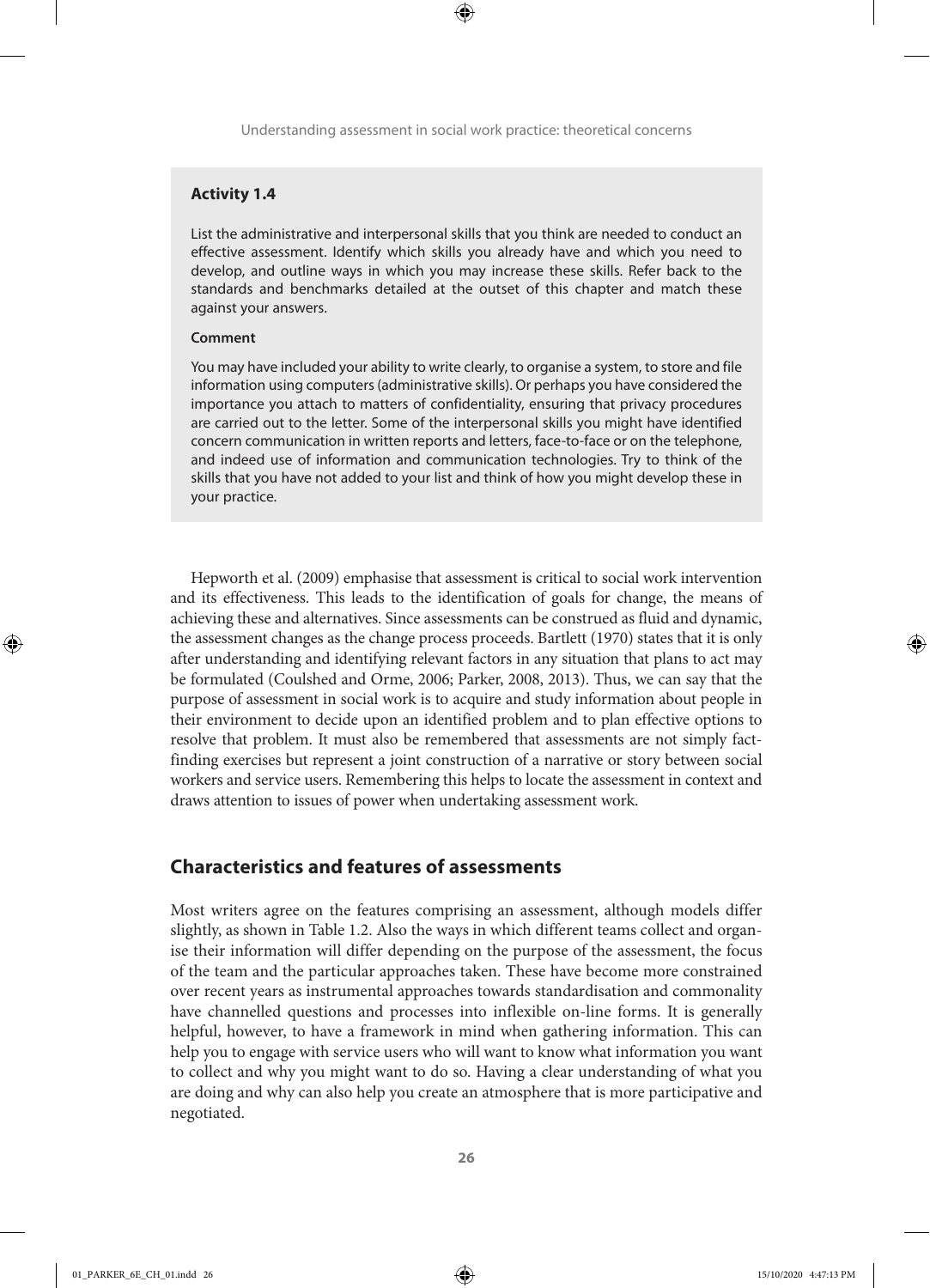**Activity 1.4**

List the administrative and interpersonal skills that you think are needed to conduct an effective assessment. Identify which skills you already have and which you need to develop, and outline ways in which you may increase these skills. Refer back to the standards and benchmarks detailed at the outset of this chapter and match these against your answers.

**Comment**

You may have included your ability to write clearly, to organise a system, to store and file information using computers (administrative skills). Or perhaps you have considered the importance you attach to matters of confidentiality, ensuring that privacy procedures are carried out to the letter. Some of the interpersonal skills you might have identified concern communication in written reports and letters, face-to-face or on the telephone, and indeed use of information and communication technologies. Try to think of the skills that you have not added to your list and think of how you might develop these in your practice.

Hepworth et al. (2009) emphasise that assessment is critical to social work intervention and its effectiveness. This leads to the identification of goals for change, the means of achieving these and alternatives. Since assessments can be construed as fluid and dynamic, the assessment changes as the change process proceeds. Bartlett (1970) states that it is only after understanding and identifying relevant factors in any situation that plans to act may be formulated (Coulshed and Orme, 2006; Parker, 2008, 2013). Thus, we can say that the purpose of assessment in social work is to acquire and study information about people in their environment to decide upon an identified problem and to plan effective options to resolve that problem. It must also be remembered that assessments are not simply fact-finding exercises but represent a joint construction of a narrative or story between social workers and service users. Remembering this helps to locate the assessment in context and draws attention to issues of power when undertaking assessment work.

## Characteristics and features of assessments

Most writers agree on the features comprising an assessment, although models differ slightly, as shown in Table 1.2. Also the ways in which different teams collect and organise their information will differ depending on the purpose of the assessment, the focus of the team and the particular approaches taken. These have become more constrained over recent years as instrumental approaches towards standardisation and commonality have channelled questions and processes into inflexible on-line forms. It is generally helpful, however, to have a framework in mind when gathering information. This can help you to engage with service users who will want to know what information you want to collect and why you might want to do so. Having a clear understanding of what you are doing and why can also help you create an atmosphere that is more participative and negotiated.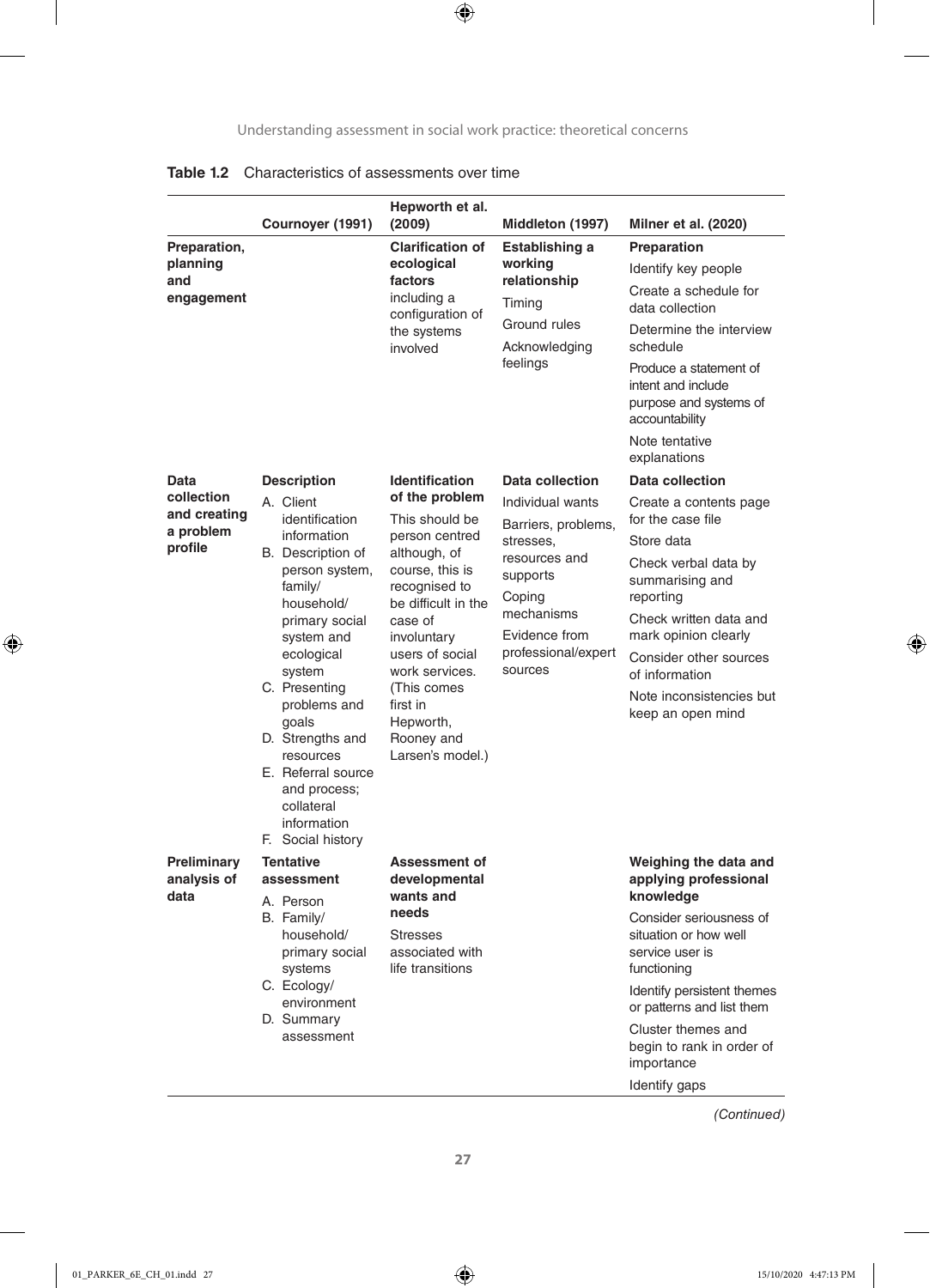**Table 1.2** Characteristics of assessments over time

| | Cournoyer (1991) | Hepworth et al. (2009) | Middleton (1997) | Milner et al. (2020) |
|---|---|---|---|---|
| **Preparation, planning and engagement** | | **Clarification of ecological factors** including a configuration of the systems involved | **Establishing a working relationship**<br>Timing<br>Ground rules<br>Acknowledging feelings | **Preparation**<br>Identify key people<br>Create a schedule for data collection<br>Determine the interview schedule<br>Produce a statement of intent and include purpose and systems of accountability<br>Note tentative explanations |
| **Data collection and creating a problem profile** | **Description**<br>A. Client identification information<br>B. Description of person system, family/household/primary social system and ecological system<br>C. Presenting problems and goals<br>D. Strengths and resources<br>E. Referral source and process; collateral information<br>F. Social history | **Identification of the problem**<br>This should be person centred although, of course, this is recognised to be difficult in the case of involuntary users of social work services. (This comes first in Hepworth, Rooney and Larsen's model.) | **Data collection**<br>Individual wants<br>Barriers, problems, stresses, resources and supports<br>Coping mechanisms<br>Evidence from professional/expert sources | **Data collection**<br>Create a contents page for the case file<br>Store data<br>Check verbal data by summarising and reporting<br>Check written data and mark opinion clearly<br>Consider other sources of information<br>Note inconsistencies but keep an open mind |
| **Preliminary analysis of data** | **Tentative assessment**<br>A. Person<br>B. Family/household/primary social systems<br>C. Ecology/environment<br>D. Summary assessment | **Assessment of developmental wants and needs**<br>Stresses associated with life transitions | | **Weighing the data and applying professional knowledge**<br>Consider seriousness of situation or how well service user is functioning<br>Identify persistent themes or patterns and list them<br>Cluster themes and begin to rank in order of importance<br>Identify gaps |

*(Continued)*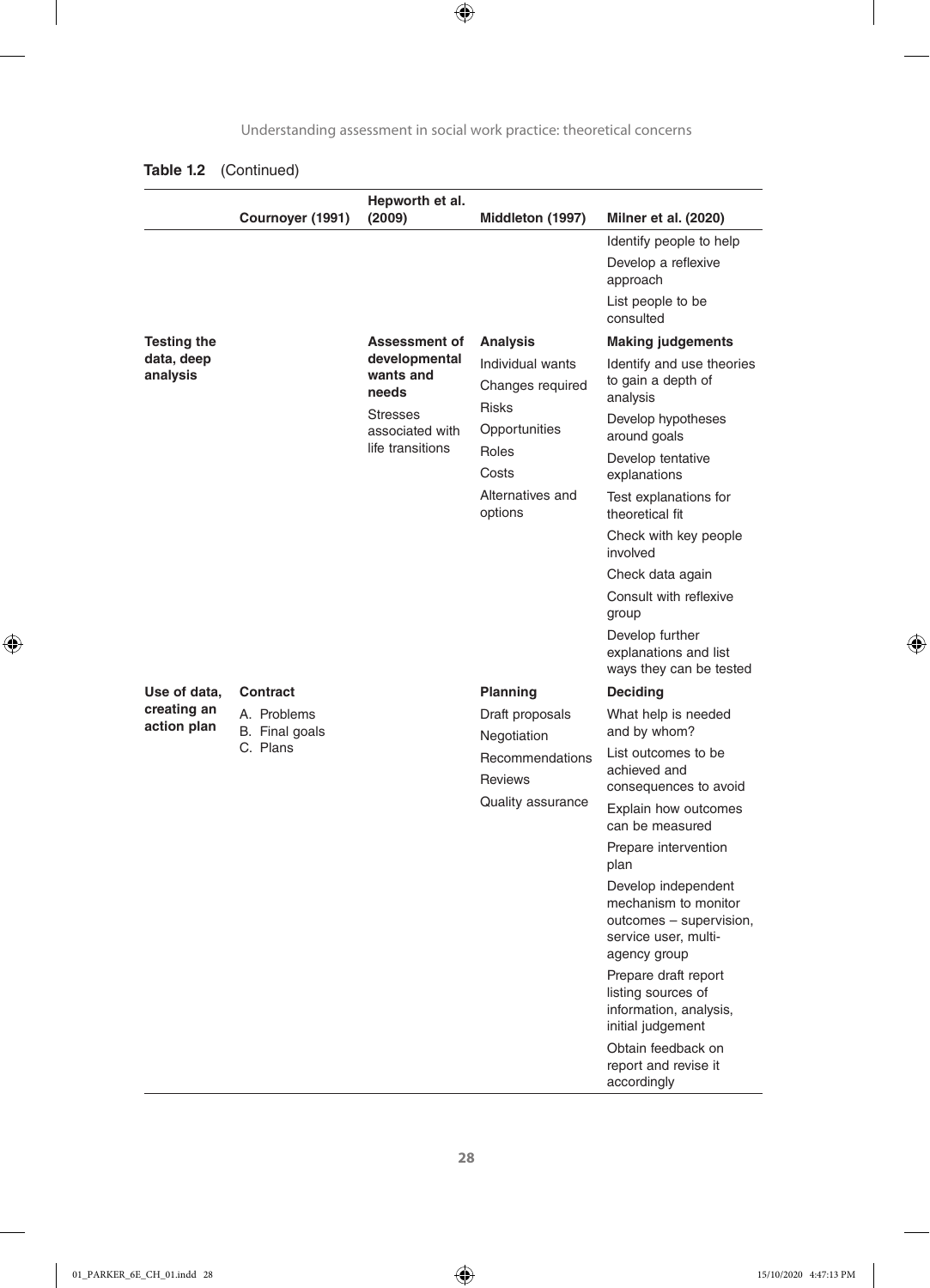**Table 1.2** (Continued)

| | Cournoyer (1991) | Hepworth et al. (2009) | Middleton (1997) | Milner et al. (2020) |
|---|---|---|---|---|
| | | | | Identify people to help<br>Develop a reflexive approach<br>List people to be consulted |
| **Testing the data, deep analysis** | | **Assessment of developmental wants and needs**<br>Stresses associated with life transitions | **Analysis**<br>Individual wants<br>Changes required<br>Risks<br>Opportunities<br>Roles<br>Costs<br>Alternatives and options | **Making judgements**<br>Identify and use theories to gain a depth of analysis<br>Develop hypotheses around goals<br>Develop tentative explanations<br>Test explanations for theoretical fit<br>Check with key people involved<br>Check data again<br>Consult with reflexive group<br>Develop further explanations and list ways they can be tested |
| **Use of data, creating an action plan** | **Contract**<br>A. Problems<br>B. Final goals<br>C. Plans | | **Planning**<br>Draft proposals<br>Negotiation<br>Recommendations<br>Reviews<br>Quality assurance | **Deciding**<br>What help is needed and by whom?<br>List outcomes to be achieved and consequences to avoid<br>Explain how outcomes can be measured<br>Prepare intervention plan<br>Develop independent mechanism to monitor outcomes – supervision, service user, multi-agency group<br>Prepare draft report listing sources of information, analysis, initial judgement<br>Obtain feedback on report and revise it accordingly |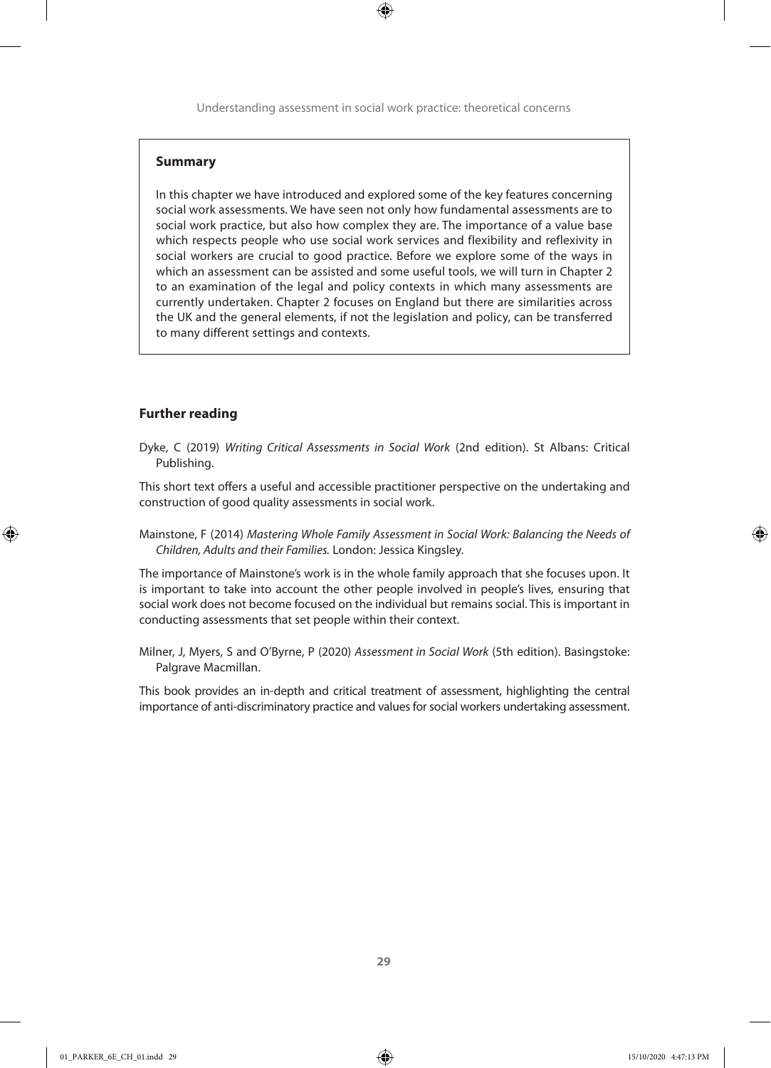## Summary

In this chapter we have introduced and explored some of the key features concerning social work assessments. We have seen not only how fundamental assessments are to social work practice, but also how complex they are. The importance of a value base which respects people who use social work services and flexibility and reflexivity in social workers are crucial to good practice. Before we explore some of the ways in which an assessment can be assisted and some useful tools, we will turn in Chapter 2 to an examination of the legal and policy contexts in which many assessments are currently undertaken. Chapter 2 focuses on England but there are similarities across the UK and the general elements, if not the legislation and policy, can be transferred to many different settings and contexts.

## Further reading

Dyke, C (2019) *Writing Critical Assessments in Social Work* (2nd edition). St Albans: Critical Publishing.

This short text offers a useful and accessible practitioner perspective on the undertaking and construction of good quality assessments in social work.

Mainstone, F (2014) *Mastering Whole Family Assessment in Social Work: Balancing the Needs of Children, Adults and their Families.* London: Jessica Kingsley.

The importance of Mainstone's work is in the whole family approach that she focuses upon. It is important to take into account the other people involved in people's lives, ensuring that social work does not become focused on the individual but remains social. This is important in conducting assessments that set people within their context.

Milner, J, Myers, S and O'Byrne, P (2020) *Assessment in Social Work* (5th edition). Basingstoke: Palgrave Macmillan.

This book provides an in-depth and critical treatment of assessment, highlighting the central importance of anti-discriminatory practice and values for social workers undertaking assessment.